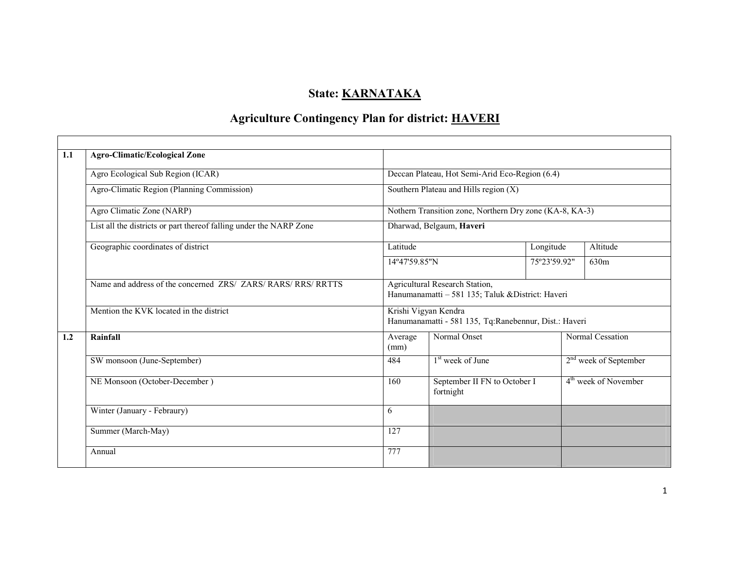# State: KARNATAKA

## Agriculture Contingency Plan for district: HAVERI

| | | | | |
|---|---|---|---|---|
| **1.1** | **Agro-Climatic/Ecological Zone** | | | |
| | Agro Ecological Sub Region (ICAR) | Deccan Plateau, Hot Semi-Arid Eco-Region (6.4) | | |
| | Agro-Climatic Region (Planning Commission) | Southern Plateau and Hills region (X) | | |
| | Agro Climatic Zone (NARP) | Nothern Transition zone, Northern Dry zone (KA-8, KA-3) | | |
| | List all the districts or part thereof falling under the NARP Zone | Dharwad, Belgaum, **Haveri** | | |
| | Geographic coordinates of district | Latitude | Longitude | Altitude |
| | | 14º47'59.85"N | 75º23'59.92" | 630m |
| | Name and address of the concerned ZRS/ ZARS/ RARS/ RRS/ RRTTS | Agricultural Research Station,<br>Hanumanamatti – 581 135; Taluk &District: Haveri | | |
| | Mention the KVK located in the district | Krishi Vigyan Kendra<br>Hanumanamatti - 581 135, Tq:Ranebennur, Dist.: Haveri | | |

| | | | | |
|---|---|---|---|---|
| **1.2** | **Rainfall** | Average (mm) | Normal Onset | Normal Cessation |
| | SW monsoon (June-September) | 484 | 1st week of June | 2nd week of September |
| | NE Monsoon (October-December ) | 160 | September II FN to October I fortnight | 4th week of November |
| | Winter (January - Febraury) | 6 | | |
| | Summer (March-May) | 127 | | |
| | Annual | 777 | | |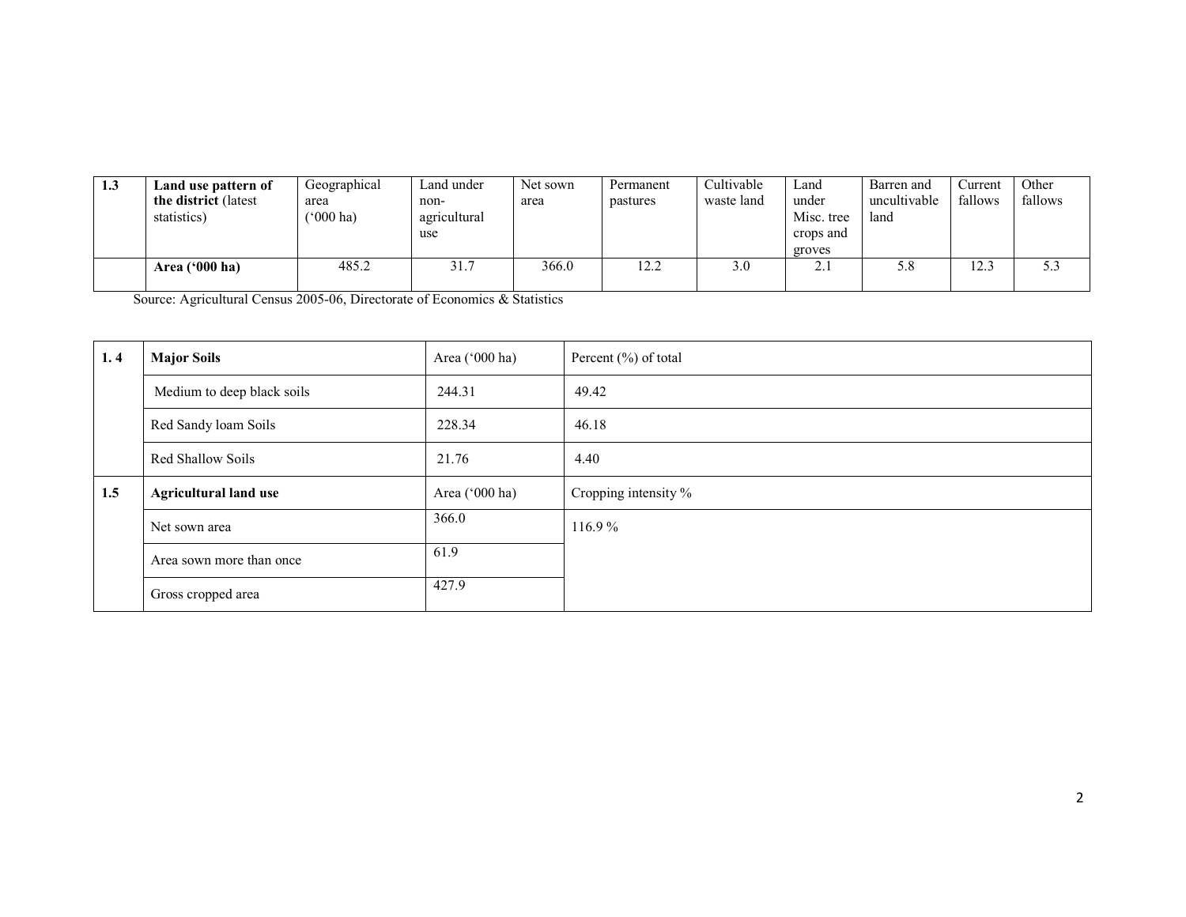| 1.3 | **Land use pattern of the district** (latest statistics) | Geographical area ('000 ha) | Land under non-agricultural use | Net sown area | Permanent pastures | Cultivable waste land | Land under Misc. tree crops and groves | Barren and uncultivable land | Current fallows | Other fallows |
|---|---|---|---|---|---|---|---|---|---|---|
| | **Area ('000 ha)** | 485.2 | 31.7 | 366.0 | 12.2 | 3.0 | 2.1 | 5.8 | 12.3 | 5.3 |

Source: Agricultural Census 2005-06, Directorate of Economics & Statistics

| 1. 4 | **Major Soils** | Area ('000 ha) | Percent (%) of total |
|---|---|---|---|
| | Medium to deep black soils | 244.31 | 49.42 |
| | Red Sandy loam Soils | 228.34 | 46.18 |
| | Red Shallow Soils | 21.76 | 4.40 |

| 1.5 | **Agricultural land use** | Area ('000 ha) | Cropping intensity % |
|---|---|---|---|
| | Net sown area | 366.0 | 116.9 % |
| | Area sown more than once | 61.9 | |
| | Gross cropped area | 427.9 | |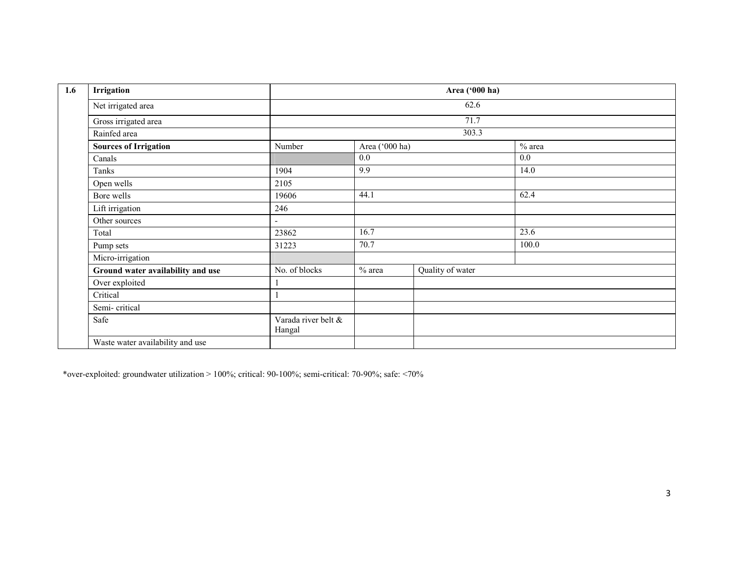| 1.6 | Irrigation | Area ('000 ha) | | | |
|---|---|---|---|---|---|
| | Net irrigated area | 62.6 | | | |
| | Gross irrigated area | 71.7 | | | |
| | Rainfed area | 303.3 | | | |
| | **Sources of Irrigation** | Number | Area ('000 ha) | | % area |
| | Canals | | 0.0 | | 0.0 |
| | Tanks | 1904 | 9.9 | | 14.0 |
| | Open wells | 2105 | | | |
| | Bore wells | 19606 | 44.1 | | 62.4 |
| | Lift irrigation | 246 | | | |
| | Other sources | - | | | |
| | Total | 23862 | 16.7 | | 23.6 |
| | Pump sets | 31223 | 70.7 | | 100.0 |
| | Micro-irrigation | | | | |
| | **Ground water availability and use** | No. of blocks | % area | Quality of water | |
| | Over exploited | 1 | | | |
| | Critical | 1 | | | |
| | Semi- critical | | | | |
| | Safe | Varada river belt & Hangal | | | |
| | Waste water availability and use | | | | |

*over-exploited: groundwater utilization > 100%; critical: 90-100%; semi-critical: 70-90%; safe: <70%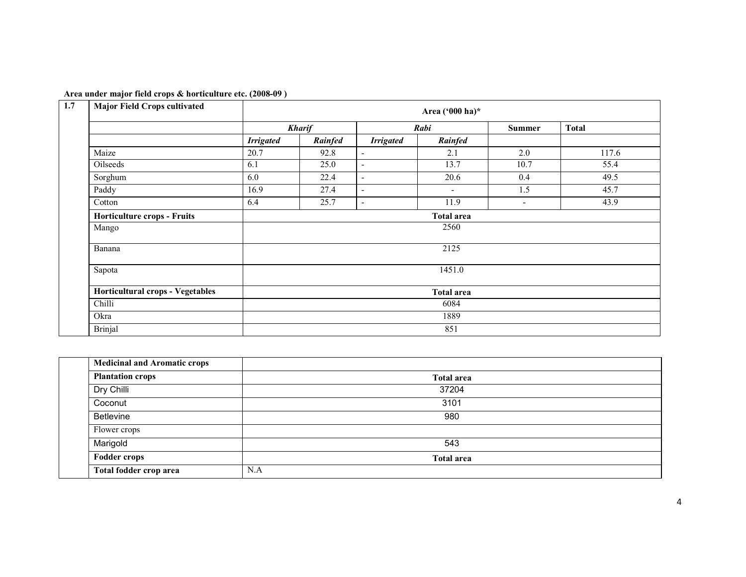**Area under major field crops & horticulture etc. (2008-09 )**

| 1.7 | Major Field Crops cultivated | Area ('000 ha)* | | | | | |
|---|---|---|---|---|---|---|---|
| | | *Kharif* | | *Rabi* | | Summer | Total |
| | | *Irrigated* | *Rainfed* | *Irrigated* | *Rainfed* | | |
| | Maize | 20.7 | 92.8 | - | 2.1 | 2.0 | 117.6 |
| | Oilseeds | 6.1 | 25.0 | - | 13.7 | 10.7 | 55.4 |
| | Sorghum | 6.0 | 22.4 | - | 20.6 | 0.4 | 49.5 |
| | Paddy | 16.9 | 27.4 | - | - | 1.5 | 45.7 |
| | Cotton | 6.4 | 25.7 | - | 11.9 | - | 43.9 |
| | **Horticulture crops - Fruits** | **Total area** | | | | | |
| | Mango | 2560 | | | | | |
| | Banana | 2125 | | | | | |
| | Sapota | 1451.0 | | | | | |
| | **Horticultural crops - Vegetables** | **Total area** | | | | | |
| | Chilli | 6084 | | | | | |
| | Okra | 1889 | | | | | |
| | Brinjal | 851 | | | | | |

| | **Medicinal and Aromatic crops** | |
|---|---|---|
| | **Plantation crops** | **Total area** |
| | Dry Chilli | 37204 |
| | Coconut | 3101 |
| | Betlevine | 980 |
| | Flower crops | |
| | Marigold | 543 |
| | **Fodder crops** | **Total area** |
| | **Total fodder crop area** | N.A |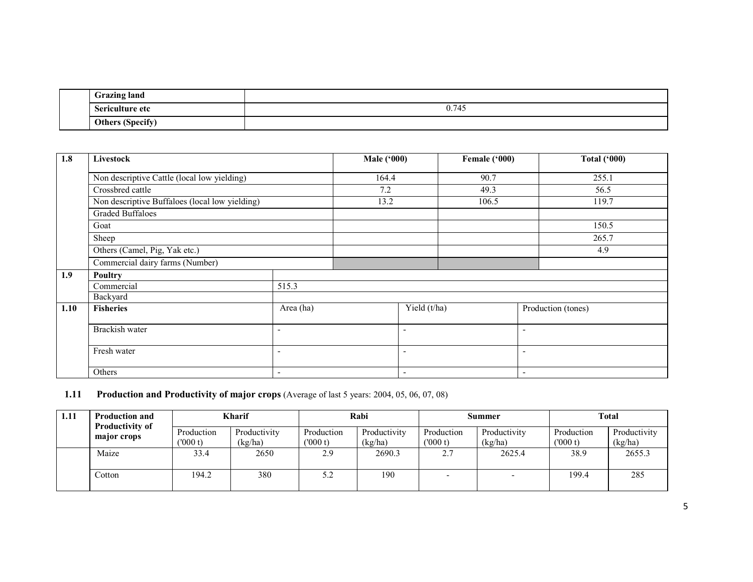| | | |
|---|---|---|
| | **Grazing land** | |
| | **Sericulture etc** | 0.745 |
| | **Others (Specify)** | |

| 1.8 | Livestock | Male ('000) | Female ('000) | Total ('000) |
|---|---|---|---|---|
| | Non descriptive Cattle (local low yielding) | 164.4 | 90.7 | 255.1 |
| | Crossbred cattle | 7.2 | 49.3 | 56.5 |
| | Non descriptive Buffaloes (local low yielding) | 13.2 | 106.5 | 119.7 |
| | Graded Buffaloes | | | |
| | Goat | | | 150.5 |
| | Sheep | | | 265.7 |
| | Others (Camel, Pig, Yak etc.) | | | 4.9 |
| | Commercial dairy farms (Number) | | | |
| **1.9** | **Poultry** | | | |
| | Commercial | 515.3 | | |
| | Backyard | | | |
| **1.10** | **Fisheries** | Area (ha) | Yield (t/ha) | Production (tones) |
| | Brackish water | - | - | - |
| | Fresh water | - | - | - |
| | Others | - | - | - |

## 1.11 **Production and Productivity of major crops** (Average of last 5 years: 2004, 05, 06, 07, 08)

| 1.11 | Production and Productivity of major crops | Kharif | | Rabi | | Summer | | Total | |
|---|---|---|---|---|---|---|---|---|---|
| | | Production ('000 t) | Productivity (kg/ha) | Production ('000 t) | Productivity (kg/ha) | Production ('000 t) | Productivity (kg/ha) | Production ('000 t) | Productivity (kg/ha) |
| | Maize | 33.4 | 2650 | 2.9 | 2690.3 | 2.7 | 2625.4 | 38.9 | 2655.3 |
| | Cotton | 194.2 | 380 | 5.2 | 190 | - | - | 199.4 | 285 |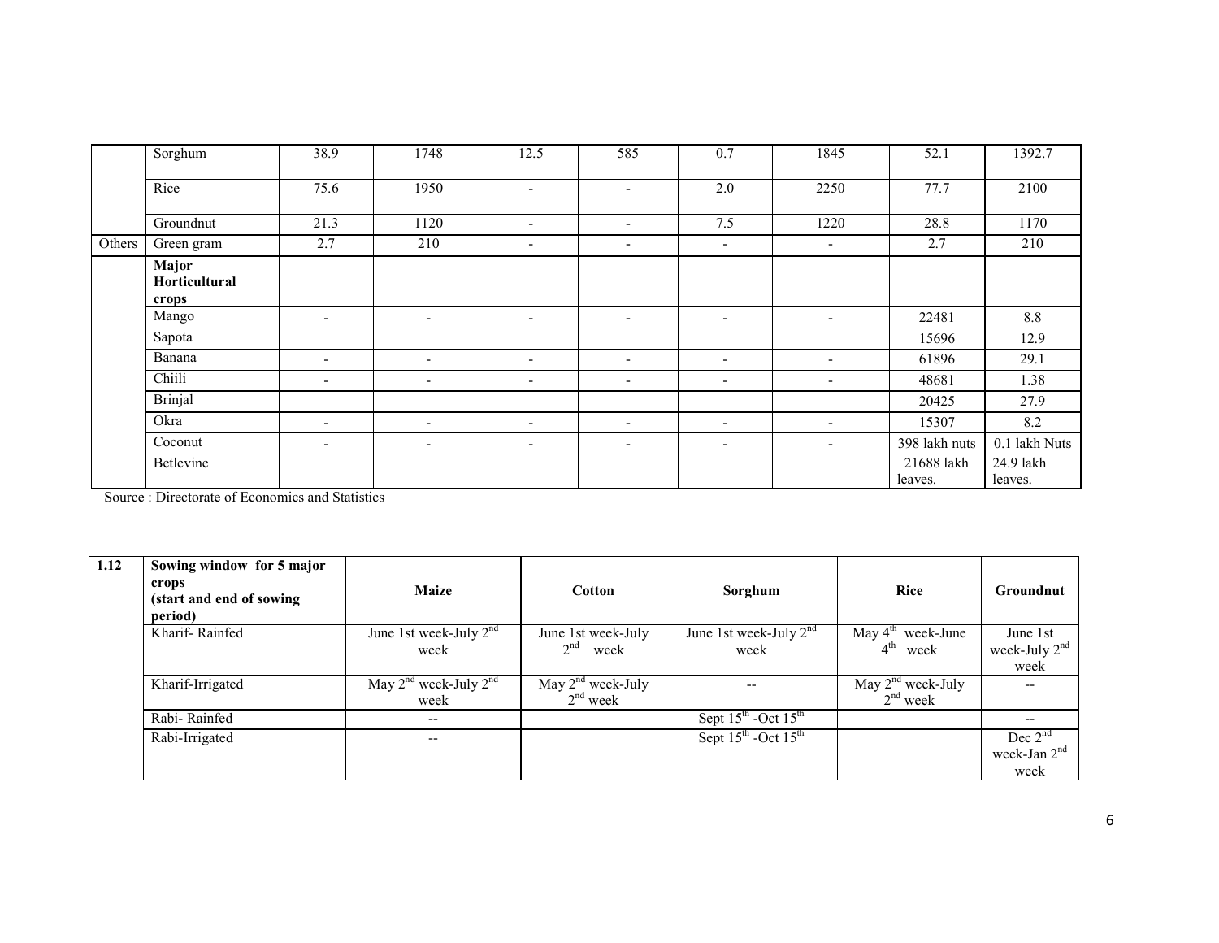| | Sorghum | 38.9 | 1748 | 12.5 | 585 | 0.7 | 1845 | 52.1 | 1392.7 |
|---|---|---|---|---|---|---|---|---|---|
| | Rice | 75.6 | 1950 | - | - | 2.0 | 2250 | 77.7 | 2100 |
| | Groundnut | 21.3 | 1120 | - | - | 7.5 | 1220 | 28.8 | 1170 |
| Others | Green gram | 2.7 | 210 | - | - | - | - | 2.7 | 210 |
| | **Major Horticultural crops** | | | | | | | | |
| | Mango | - | - | - | - | - | - | 22481 | 8.8 |
| | Sapota | | | | | | | 15696 | 12.9 |
| | Banana | - | - | - | - | - | - | 61896 | 29.1 |
| | Chiili | - | - | - | - | - | - | 48681 | 1.38 |
| | Brinjal | | | | | | | 20425 | 27.9 |
| | Okra | - | - | - | - | - | - | 15307 | 8.2 |
| | Coconut | - | - | - | - | - | - | 398 lakh nuts | 0.1 lakh Nuts |
| | Betlevine | | | | | | | 21688 lakh leaves. | 24.9 lakh leaves. |

Source : Directorate of Economics and Statistics

| 1.12 | **Sowing window for 5 major crops (start and end of sowing period)** | **Maize** | **Cotton** | **Sorghum** | **Rice** | **Groundnut** |
|---|---|---|---|---|---|---|
| | Kharif- Rainfed | June 1st week-July 2nd week | June 1st week-July 2nd week | June 1st week-July 2nd week | May 4th week-June 4th week | June 1st week-July 2nd week |
| | Kharif-Irrigated | May 2nd week-July 2nd week | May 2nd week-July 2nd week | -- | May 2nd week-July 2nd week | -- |
| | Rabi- Rainfed | -- | | Sept 15th -Oct 15th | | -- |
| | Rabi-Irrigated | -- | | Sept 15th -Oct 15th | | Dec 2nd week-Jan 2nd week |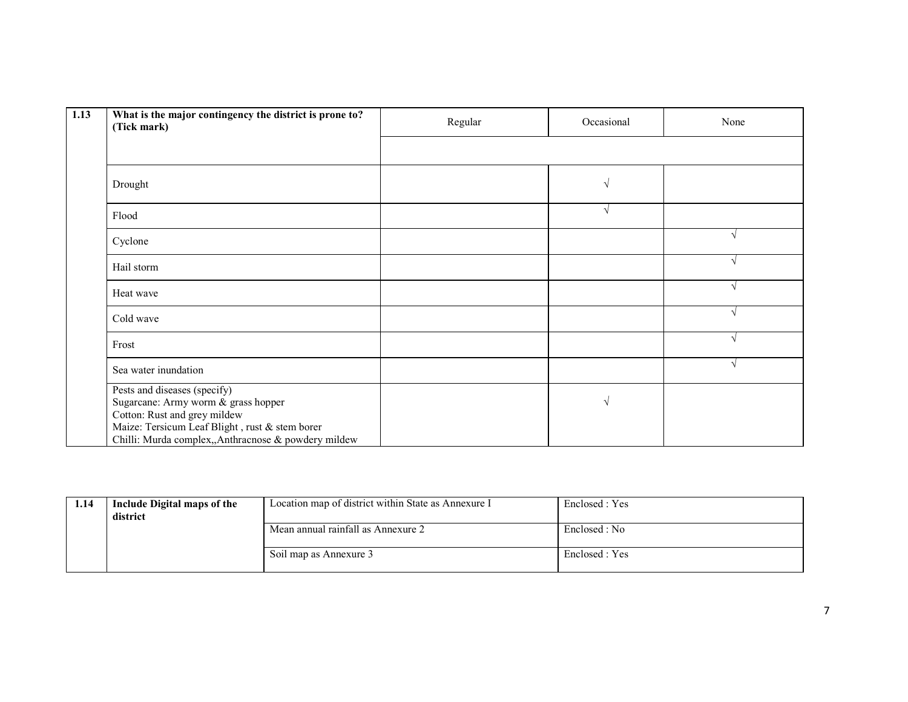| 1.13 | What is the major contingency the district is prone to? (Tick mark) | Regular | Occasional | None |
|---|---|---|---|---|
| | Drought | | √ | |
| | Flood | | √ | |
| | Cyclone | | | √ |
| | Hail storm | | | √ |
| | Heat wave | | | √ |
| | Cold wave | | | √ |
| | Frost | | | √ |
| | Sea water inundation | | | √ |
| | Pests and diseases (specify)<br>Sugarcane: Army worm & grass hopper<br>Cotton: Rust and grey mildew<br>Maize: Tersicum Leaf Blight , rust & stem borer<br>Chilli: Murda complex,,Anthracnose & powdery mildew | | √ | |

| 1.14 | Include Digital maps of the district | Location map of district within State as Annexure I | Enclosed : Yes |
|---|---|---|---|
| | | Mean annual rainfall as Annexure 2 | Enclosed : No |
| | | Soil map as Annexure 3 | Enclosed : Yes |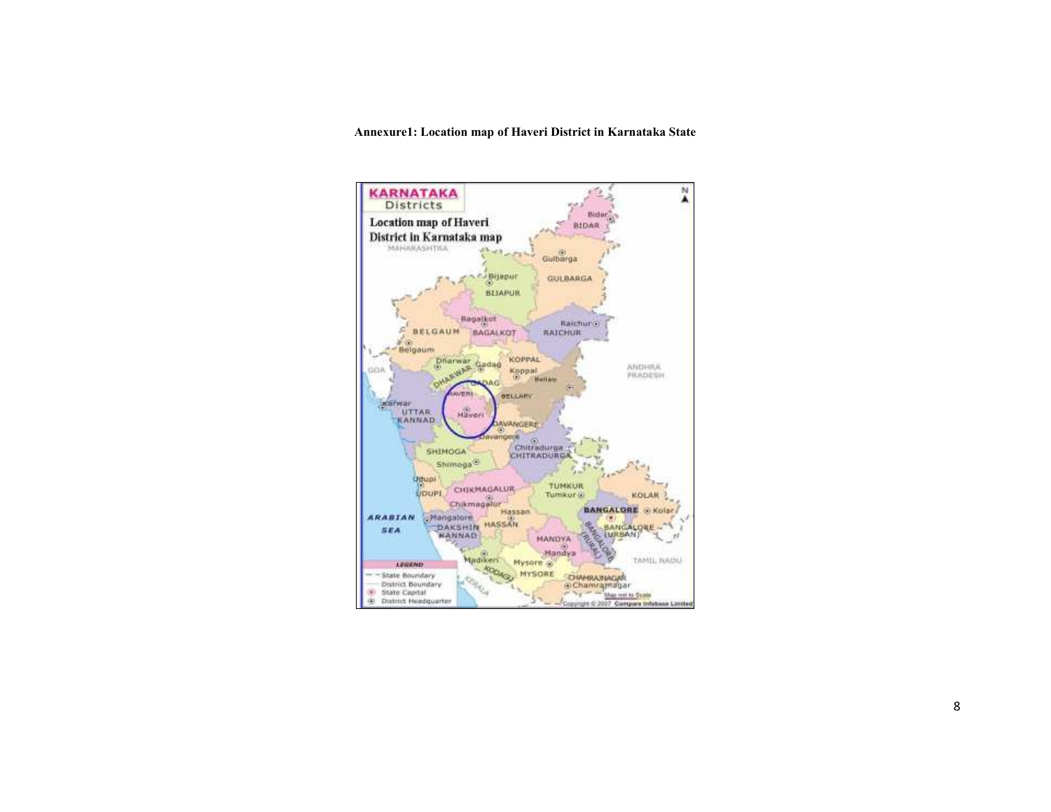**Annexure1: Location map of Haveri District in Karnataka State**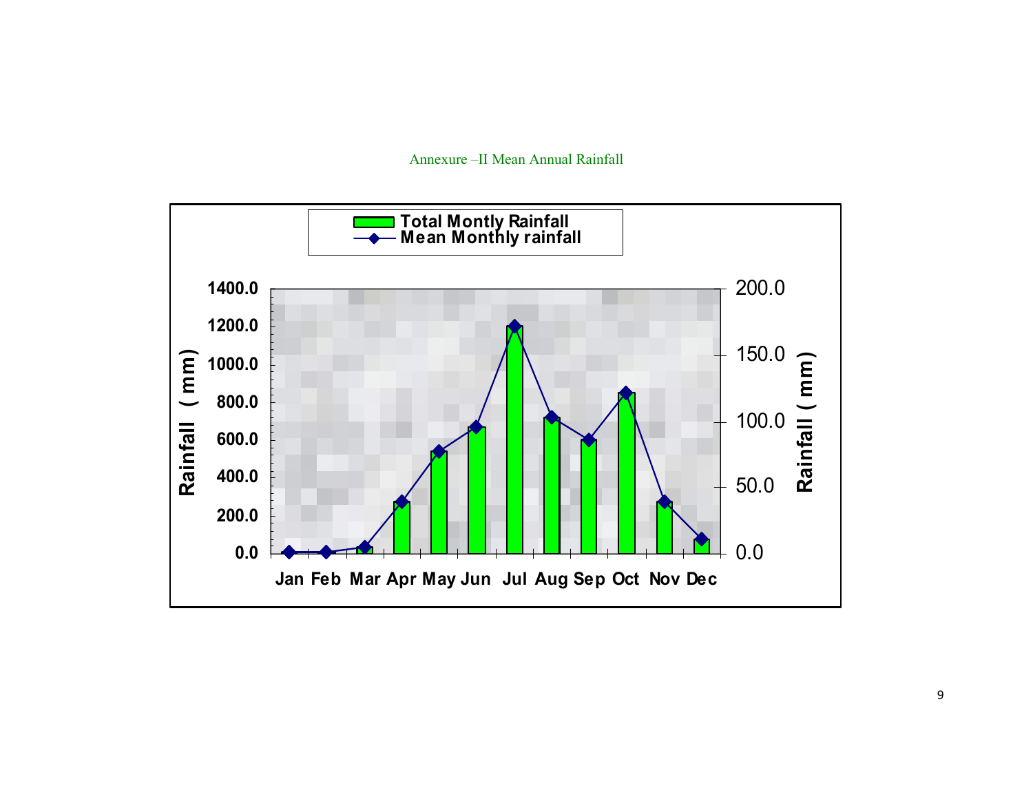Annexure –II Mean Annual Rainfall

Total Montly Rainfall

Mean Monthly rainfall

Rainfall ( mm)

1400.0
1200.0
1000.0
800.0
600.0
400.0
200.0
0.0

200.0
150.0
100.0
50.0
0.0

Jan Feb Mar Apr May Jun Jul Aug Sep Oct Nov Dec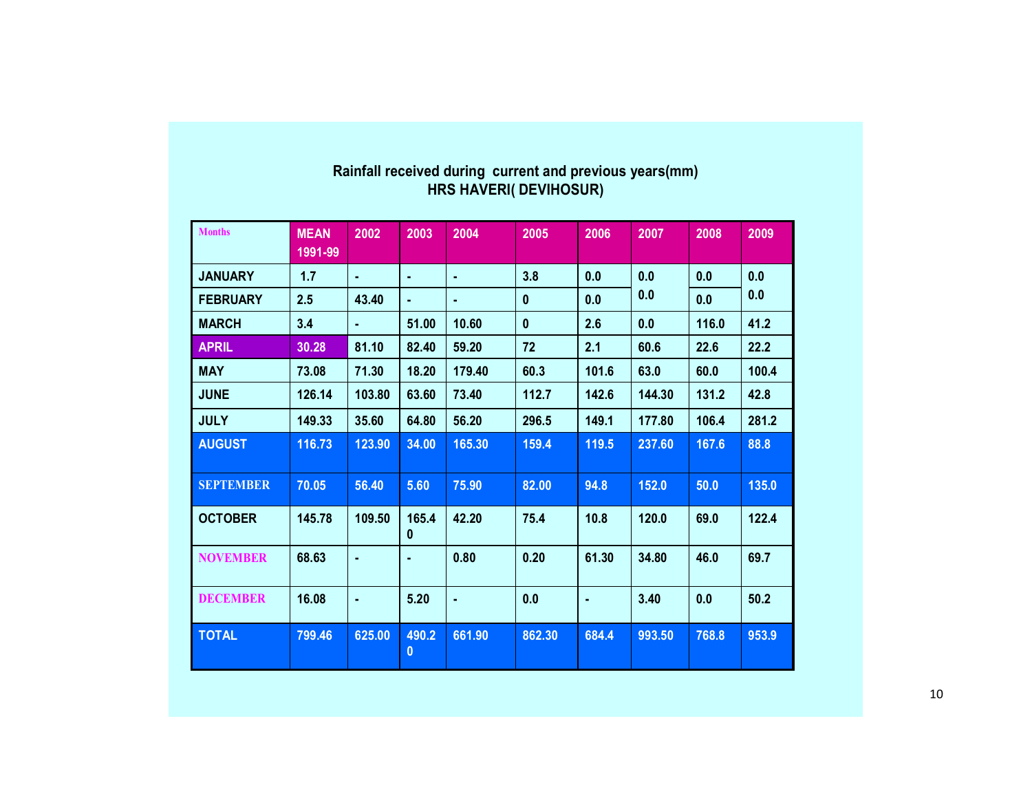## Rainfall received during current and previous years(mm)
## HRS HAVERI( DEVIHOSUR)

| Months | MEAN 1991-99 | 2002 | 2003 | 2004 | 2005 | 2006 | 2007 | 2008 | 2009 |
|---|---|---|---|---|---|---|---|---|---|
| JANUARY | 1.7 | - | - | - | 3.8 | 0.0 | 0.0 | 0.0 | 0.0 |
| FEBRUARY | 2.5 | 43.40 | - | - | 0 | 0.0 | 0.0 | 0.0 | 0.0 |
| MARCH | 3.4 | - | 51.00 | 10.60 | 0 | 2.6 | 0.0 | 116.0 | 41.2 |
| APRIL | 30.28 | 81.10 | 82.40 | 59.20 | 72 | 2.1 | 60.6 | 22.6 | 22.2 |
| MAY | 73.08 | 71.30 | 18.20 | 179.40 | 60.3 | 101.6 | 63.0 | 60.0 | 100.4 |
| JUNE | 126.14 | 103.80 | 63.60 | 73.40 | 112.7 | 142.6 | 144.30 | 131.2 | 42.8 |
| JULY | 149.33 | 35.60 | 64.80 | 56.20 | 296.5 | 149.1 | 177.80 | 106.4 | 281.2 |
| AUGUST | 116.73 | 123.90 | 34.00 | 165.30 | 159.4 | 119.5 | 237.60 | 167.6 | 88.8 |
| SEPTEMBER | 70.05 | 56.40 | 5.60 | 75.90 | 82.00 | 94.8 | 152.0 | 50.0 | 135.0 |
| OCTOBER | 145.78 | 109.50 | 165.40 | 42.20 | 75.4 | 10.8 | 120.0 | 69.0 | 122.4 |
| NOVEMBER | 68.63 | - | - | 0.80 | 0.20 | 61.30 | 34.80 | 46.0 | 69.7 |
| DECEMBER | 16.08 | - | 5.20 | - | 0.0 | - | 3.40 | 0.0 | 50.2 |
| TOTAL | 799.46 | 625.00 | 490.20 | 661.90 | 862.30 | 684.4 | 993.50 | 768.8 | 953.9 |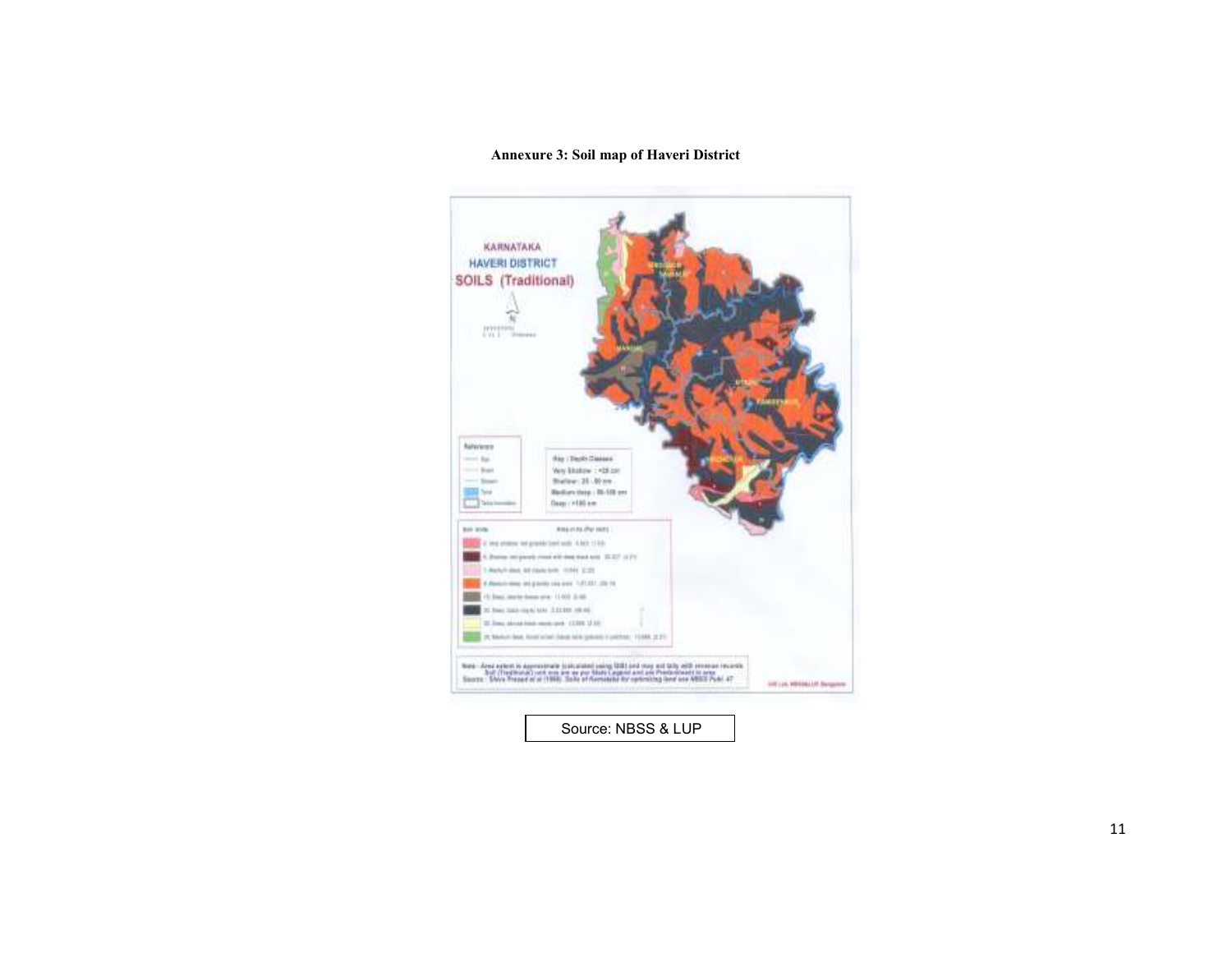# Annexure 3: Soil map of Haveri District

Source: NBSS & LUP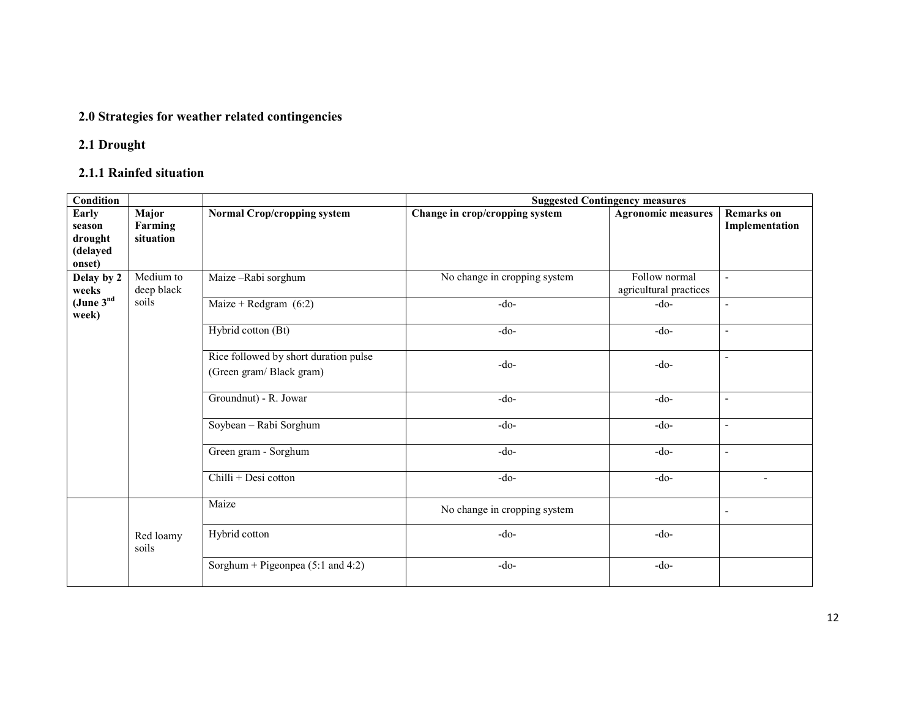## 2.0 Strategies for weather related contingencies

### 2.1 Drought

#### 2.1.1 Rainfed situation

| Condition | | | Suggested Contingency measures | | |
|---|---|---|---|---|---|
| **Early season drought (delayed onset)** | **Major Farming situation** | **Normal Crop/cropping system** | **Change in crop/cropping system** | **Agronomic measures** | **Remarks on Implementation** |
| **Delay by 2 weeks (June 3rd week)** | Medium to deep black soils | Maize –Rabi sorghum | No change in cropping system | Follow normal agricultural practices | - |
| | | Maize + Redgram (6:2) | -do- | -do- | - |
| | | Hybrid cotton (Bt) | -do- | -do- | - |
| | | Rice followed by short duration pulse (Green gram/ Black gram) | -do- | -do- | - |
| | | Groundnut) - R. Jowar | -do- | -do- | - |
| | | Soybean – Rabi Sorghum | -do- | -do- | - |
| | | Green gram - Sorghum | -do- | -do- | - |
| | | Chilli + Desi cotton | -do- | -do- | - |
| | Red loamy soils | Maize | No change in cropping system | | - |
| | | Hybrid cotton | -do- | -do- | |
| | | Sorghum + Pigeonpea (5:1 and 4:2) | -do- | -do- | |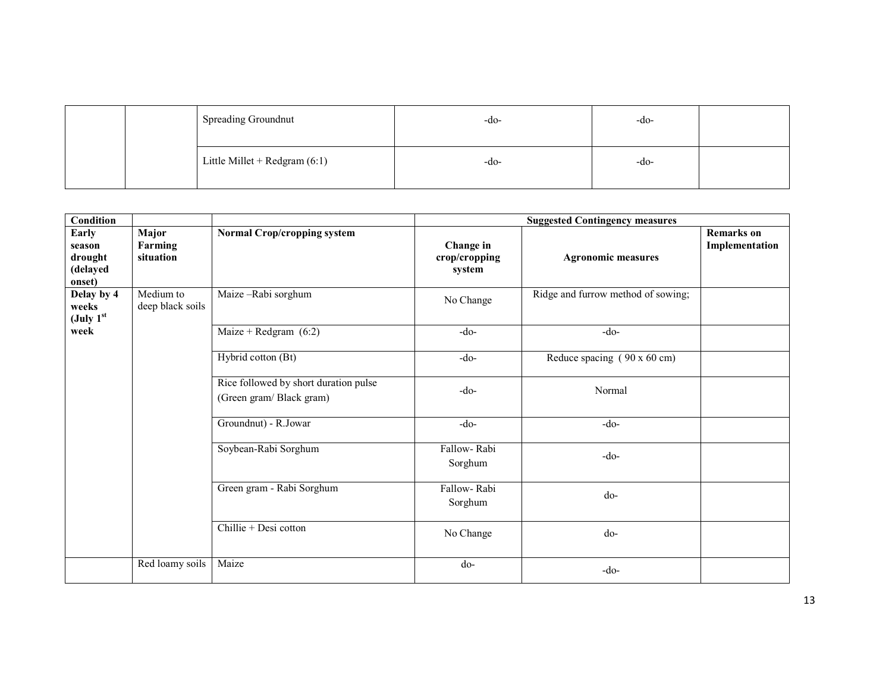| | | Spreading Groundnut | -do- | -do- | |
|---|---|---|---|---|---|
| | | Little Millet + Redgram (6:1) | -do- | -do- | |

| Condition | | | Suggested Contingency measures | | |
|---|---|---|---|---|---|
| Early season drought (delayed onset) | Major Farming situation | Normal Crop/cropping system | Change in crop/cropping system | Agronomic measures | Remarks on Implementation |
| Delay by 4 weeks (July 1st week | Medium to deep black soils | Maize –Rabi sorghum | No Change | Ridge and furrow method of sowing; | |
| | | Maize + Redgram (6:2) | -do- | -do- | |
| | | Hybrid cotton (Bt) | -do- | Reduce spacing ( 90 x 60 cm) | |
| | | Rice followed by short duration pulse (Green gram/ Black gram) | -do- | Normal | |
| | | Groundnut) - R.Jowar | -do- | -do- | |
| | | Soybean-Rabi Sorghum | Fallow- Rabi Sorghum | -do- | |
| | | Green gram - Rabi Sorghum | Fallow- Rabi Sorghum | do- | |
| | | Chillie + Desi cotton | No Change | do- | |
| | Red loamy soils | Maize | do- | -do- | |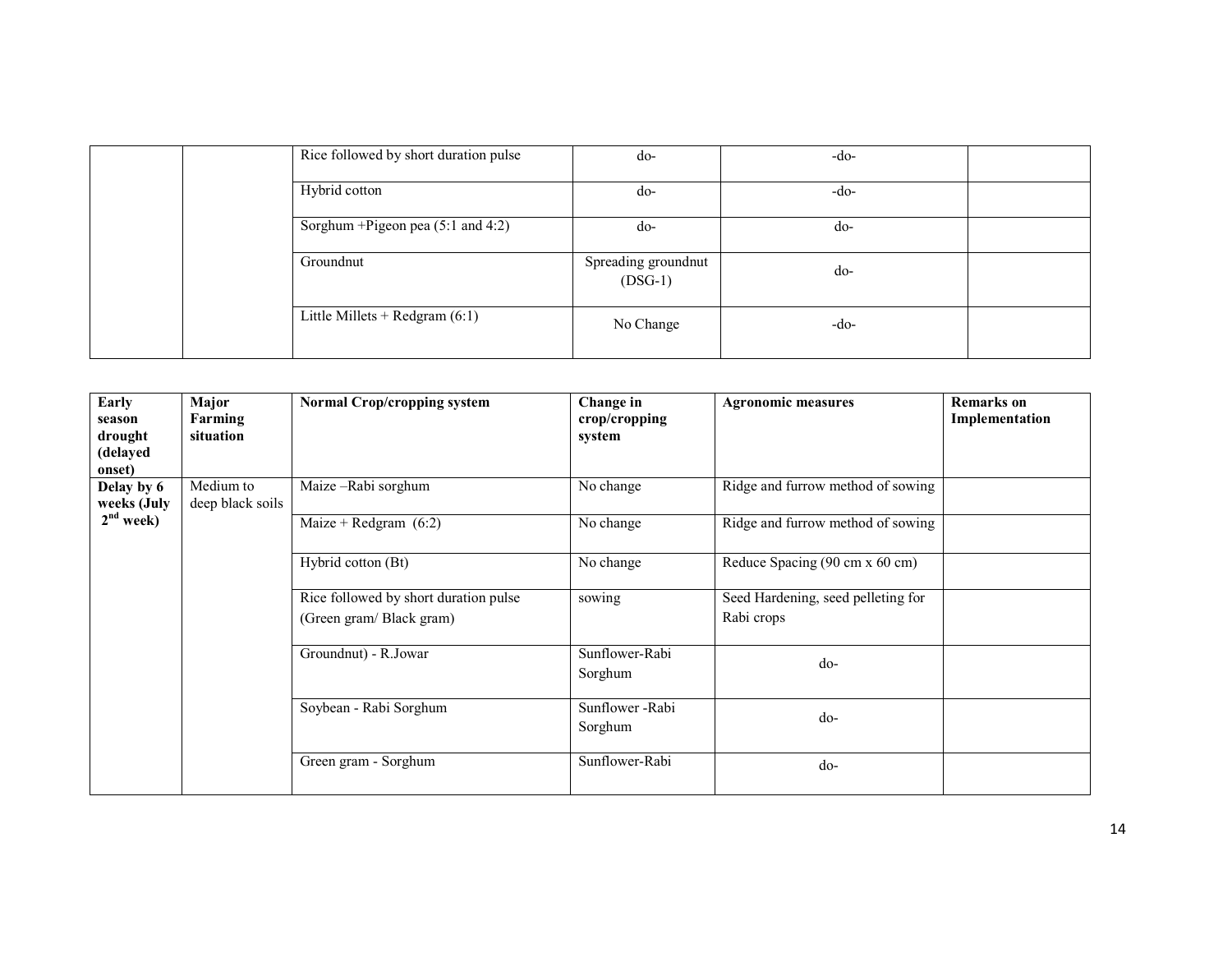| | | | | | |
|---|---|---|---|---|---|
| | | Rice followed by short duration pulse | do- | -do- | |
| | | Hybrid cotton | do- | -do- | |
| | | Sorghum +Pigeon pea (5:1 and 4:2) | do- | do- | |
| | | Groundnut | Spreading groundnut (DSG-1) | do- | |
| | | Little Millets + Redgram (6:1) | No Change | -do- | |

| Early season drought (delayed onset) | Major Farming situation | Normal Crop/cropping system | Change in crop/cropping system | Agronomic measures | Remarks on Implementation |
|---|---|---|---|---|---|
| **Delay by 6 weeks (July 2nd week)** | Medium to deep black soils | Maize –Rabi sorghum | No change | Ridge and furrow method of sowing | |
| | | Maize + Redgram (6:2) | No change | Ridge and furrow method of sowing | |
| | | Hybrid cotton (Bt) | No change | Reduce Spacing (90 cm x 60 cm) | |
| | | Rice followed by short duration pulse (Green gram/ Black gram) | sowing | Seed Hardening, seed pelleting for Rabi crops | |
| | | Groundnut) - R.Jowar | Sunflower-Rabi Sorghum | do- | |
| | | Soybean - Rabi Sorghum | Sunflower -Rabi Sorghum | do- | |
| | | Green gram - Sorghum | Sunflower-Rabi | do- | |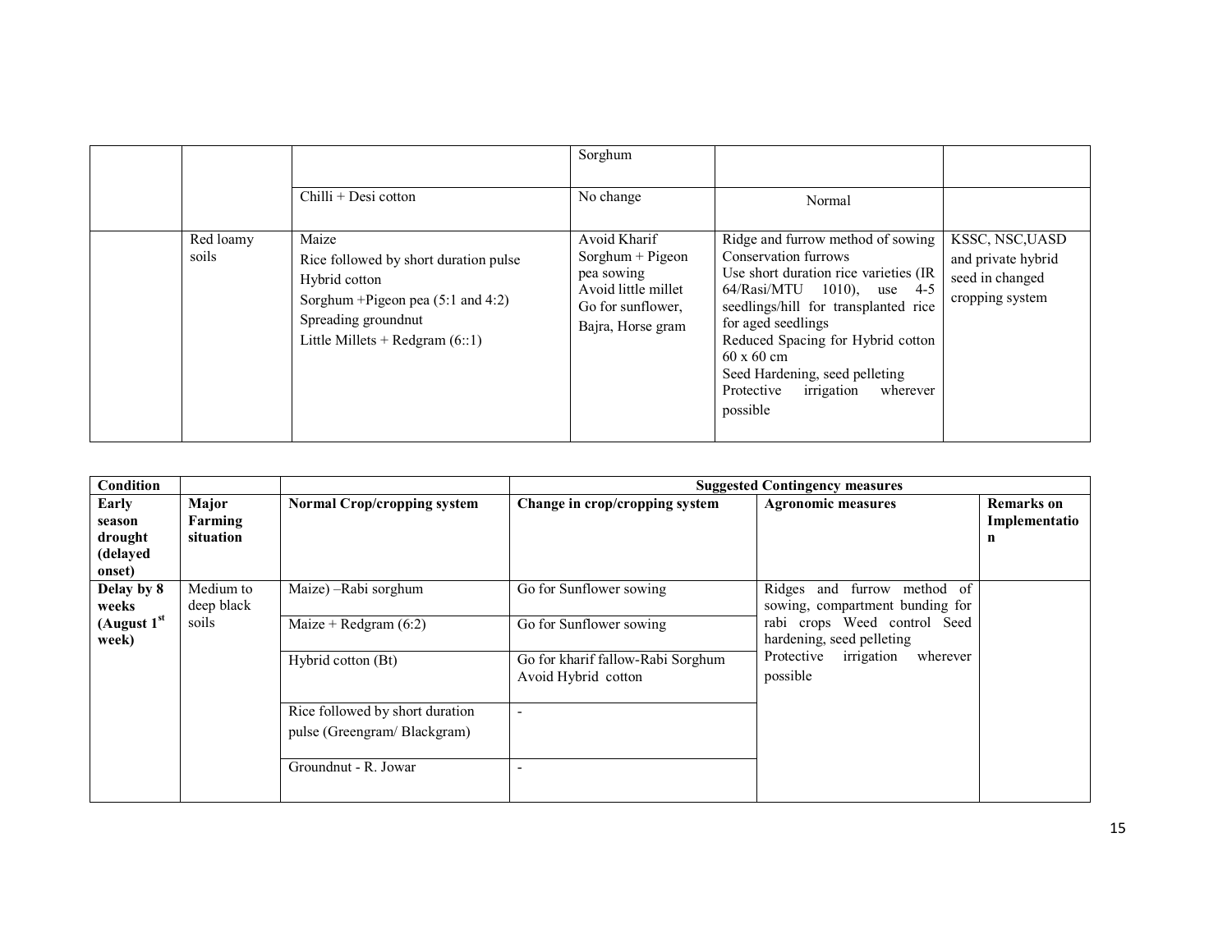| | | | | | |
|---|---|---|---|---|---|
| | | | Sorghum | | |
| | | Chilli + Desi cotton | No change | Normal | |
| | Red loamy soils | Maize<br>Rice followed by short duration pulse<br>Hybrid cotton<br>Sorghum +Pigeon pea (5:1 and 4:2)<br>Spreading groundnut<br>Little Millets + Redgram (6::1) | Avoid Kharif Sorghum + Pigeon pea sowing<br>Avoid little millet<br>Go for sunflower, Bajra, Horse gram | Ridge and furrow method of sowing<br>Conservation furrows<br>Use short duration rice varieties (IR 64/Rasi/MTU 1010), use 4-5 seedlings/hill for transplanted rice for aged seedlings<br>Reduced Spacing for Hybrid cotton 60 x 60 cm<br>Seed Hardening, seed pelleting<br>Protective irrigation wherever possible | KSSC, NSC,UASD and private hybrid seed in changed cropping system |

| Condition | | | Suggested Contingency measures | | |
|---|---|---|---|---|---|
| **Early season drought (delayed onset)** | **Major Farming situation** | **Normal Crop/cropping system** | **Change in crop/cropping system** | **Agronomic measures** | **Remarks on Implementation** |
| **Delay by 8 weeks (August 1st week)** | Medium to deep black soils | Maize) –Rabi sorghum | Go for Sunflower sowing | Ridges and furrow method of sowing, compartment bunding for rabi crops Weed control Seed hardening, seed pelleting<br>Protective irrigation wherever possible | |
| | | Maize + Redgram (6:2) | Go for Sunflower sowing | | |
| | | Hybrid cotton (Bt) | Go for kharif fallow-Rabi Sorghum<br>Avoid Hybrid cotton | | |
| | | Rice followed by short duration pulse (Greengram/ Blackgram) | - | | |
| | | Groundnut - R. Jowar | - | | |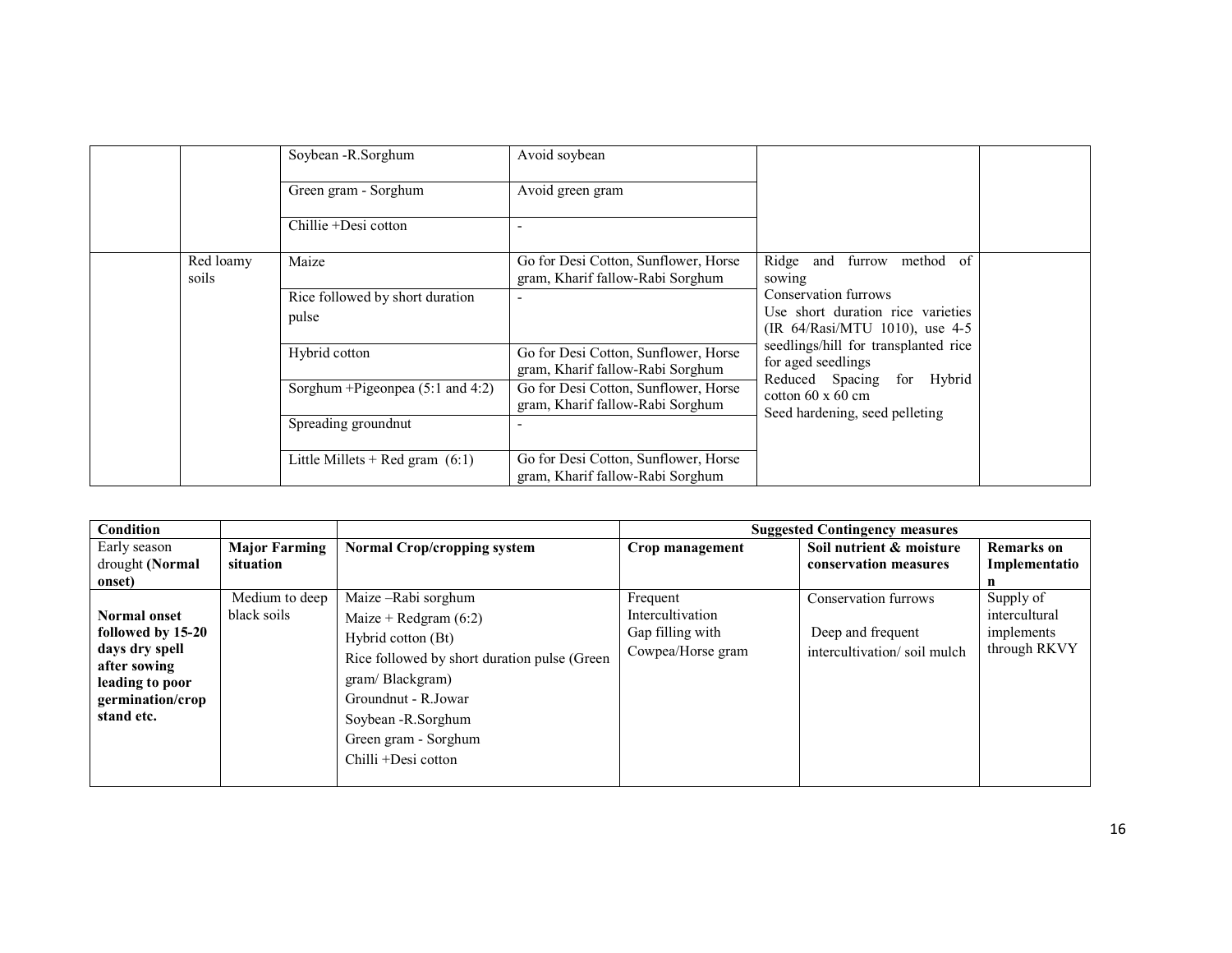| | | | | | |
|---|---|---|---|---|---|
| | | Soybean -R.Sorghum | Avoid soybean | | |
| | | Green gram - Sorghum | Avoid green gram | | |
| | | Chillie +Desi cotton | - | | |
| | Red loamy soils | Maize | Go for Desi Cotton, Sunflower, Horse gram, Kharif fallow-Rabi Sorghum | Ridge and furrow method of sowing<br>Conservation furrows<br>Use short duration rice varieties (IR 64/Rasi/MTU 1010), use 4-5 seedlings/hill for transplanted rice for aged seedlings<br>Reduced Spacing for Hybrid cotton 60 x 60 cm<br>Seed hardening, seed pelleting | |
| | | Rice followed by short duration pulse | - | | |
| | | Hybrid cotton | Go for Desi Cotton, Sunflower, Horse gram, Kharif fallow-Rabi Sorghum | | |
| | | Sorghum +Pigeonpea (5:1 and 4:2) | Go for Desi Cotton, Sunflower, Horse gram, Kharif fallow-Rabi Sorghum | | |
| | | Spreading groundnut | - | | |
| | | Little Millets + Red gram (6:1) | Go for Desi Cotton, Sunflower, Horse gram, Kharif fallow-Rabi Sorghum | | |

| Condition | | | Suggested Contingency measures | | |
|---|---|---|---|---|---|
| Early season drought **(Normal onset)** | **Major Farming situation** | **Normal Crop/cropping system** | **Crop management** | **Soil nutrient & moisture conservation measures** | **Remarks on Implementation** |
| **Normal onset followed by 15-20 days dry spell after sowing leading to poor germination/crop stand etc.** | Medium to deep black soils | Maize –Rabi sorghum<br>Maize + Redgram (6:2)<br>Hybrid cotton (Bt)<br>Rice followed by short duration pulse (Green gram/ Blackgram)<br>Groundnut - R.Jowar<br>Soybean -R.Sorghum<br>Green gram - Sorghum<br>Chilli +Desi cotton | Frequent Intercultivation<br>Gap filling with Cowpea/Horse gram | Conservation furrows<br>Deep and frequent intercultivation/ soil mulch | Supply of intercultural implements through RKVY |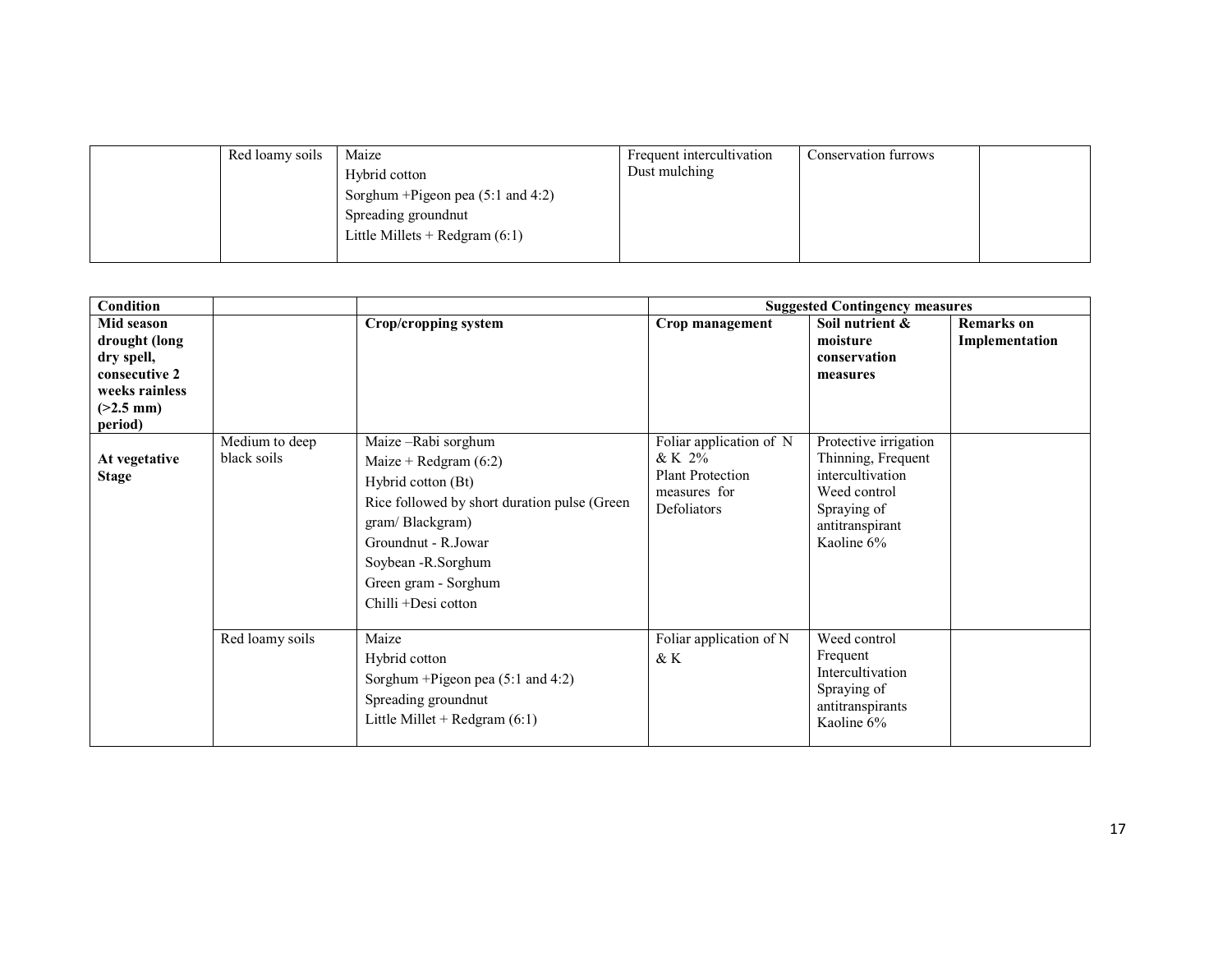|  | Red loamy soils | Maize<br>Hybrid cotton<br>Sorghum +Pigeon pea (5:1 and 4:2)<br>Spreading groundnut<br>Little Millets + Redgram (6:1) | Frequent intercultivation<br>Dust mulching | Conservation furrows |  |
|---|---|---|---|---|---|

| Condition |  |  | Suggested Contingency measures |  |  |
|---|---|---|---|---|---|
| **Mid season drought (long dry spell, consecutive 2 weeks rainless (>2.5 mm) period)** |  | **Crop/cropping system** | **Crop management** | **Soil nutrient & moisture conservation measures** | **Remarks on Implementation** |
| **At vegetative Stage** | Medium to deep black soils | Maize –Rabi sorghum<br>Maize + Redgram (6:2)<br>Hybrid cotton (Bt)<br>Rice followed by short duration pulse (Green gram/ Blackgram)<br>Groundnut - R.Jowar<br>Soybean -R.Sorghum<br>Green gram - Sorghum<br>Chilli +Desi cotton | Foliar application of N & K 2%<br>Plant Protection measures for Defoliators | Protective irrigation<br>Thinning, Frequent intercultivation<br>Weed control<br>Spraying of antitranspirant Kaoline 6% |  |
|  | Red loamy soils | Maize<br>Hybrid cotton<br>Sorghum +Pigeon pea (5:1 and 4:2)<br>Spreading groundnut<br>Little Millet + Redgram (6:1) | Foliar application of N & K | Weed control<br>Frequent Intercultivation<br>Spraying of antitranspirants Kaoline 6% |  |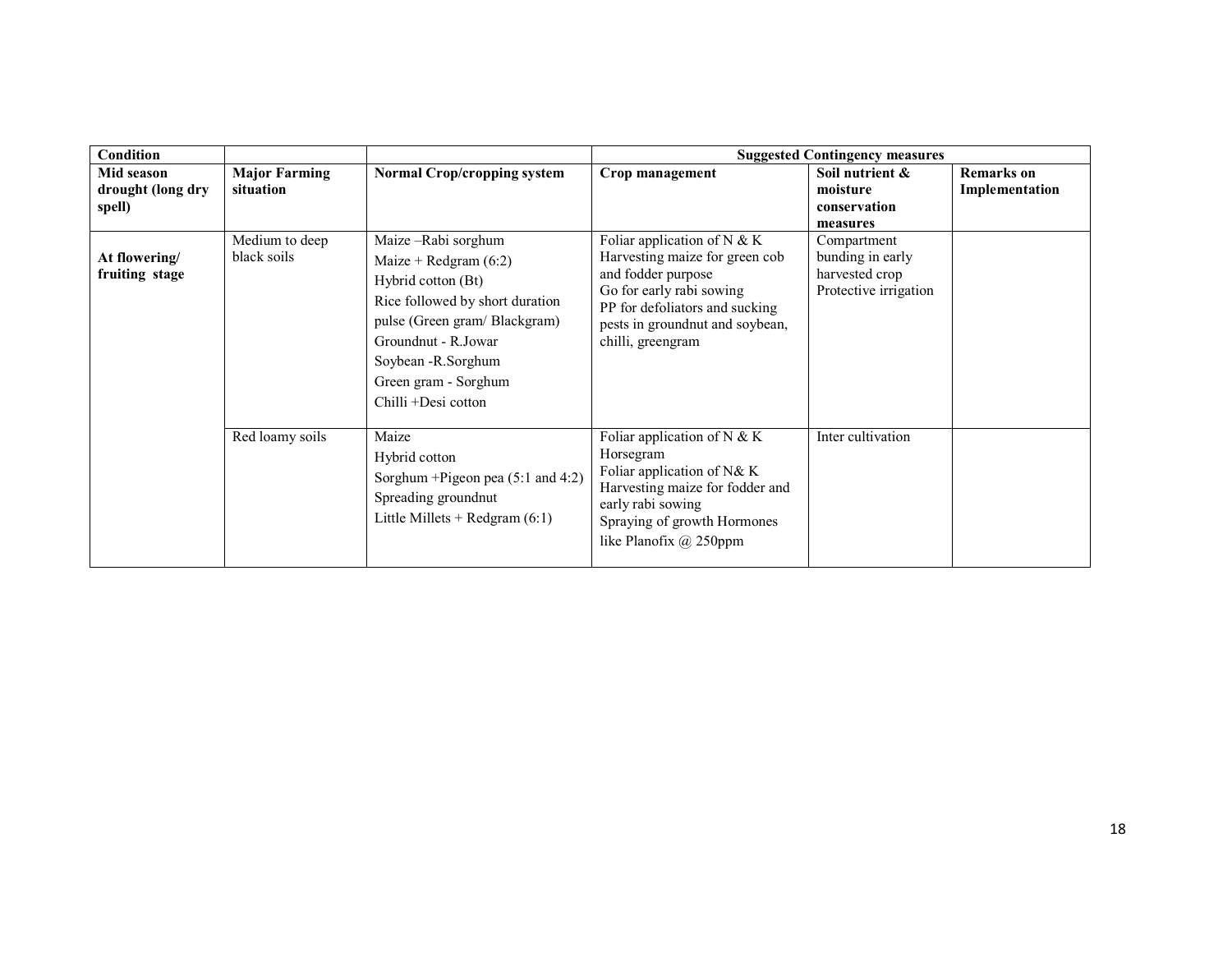| Condition | | | Suggested Contingency measures | | |
|---|---|---|---|---|---|
| **Mid season drought (long dry spell)** | **Major Farming situation** | **Normal Crop/cropping system** | **Crop management** | **Soil nutrient & moisture conservation measures** | **Remarks on Implementation** |
| **At flowering/ fruiting stage** | Medium to deep black soils | Maize –Rabi sorghum<br>Maize + Redgram (6:2)<br>Hybrid cotton (Bt)<br>Rice followed by short duration pulse (Green gram/ Blackgram)<br>Groundnut - R.Jowar<br>Soybean -R.Sorghum<br>Green gram - Sorghum<br>Chilli +Desi cotton | Foliar application of N & K<br>Harvesting maize for green cob and fodder purpose<br>Go for early rabi sowing<br>PP for defoliators and sucking pests in groundnut and soybean, chilli, greengram | Compartment bunding in early harvested crop<br>Protective irrigation | |
| | Red loamy soils | Maize<br>Hybrid cotton<br>Sorghum +Pigeon pea (5:1 and 4:2)<br>Spreading groundnut<br>Little Millets + Redgram (6:1) | Foliar application of N & K<br>Horsegram<br>Foliar application of N& K<br>Harvesting maize for fodder and early rabi sowing<br>Spraying of growth Hormones like Planofix @ 250ppm | Inter cultivation | |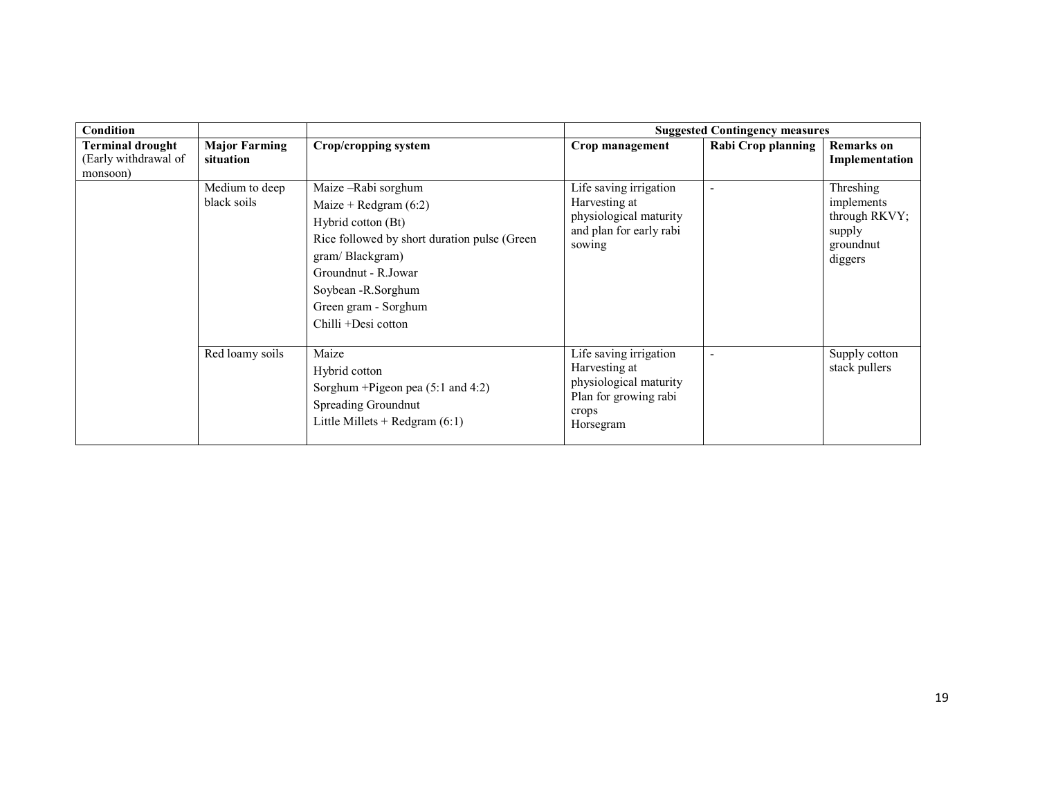| Condition | | | Suggested Contingency measures | | |
|---|---|---|---|---|---|
| **Terminal drought** (Early withdrawal of monsoon) | **Major Farming situation** | **Crop/cropping system** | **Crop management** | **Rabi Crop planning** | **Remarks on Implementation** |
| | Medium to deep black soils | Maize –Rabi sorghum<br>Maize + Redgram (6:2)<br>Hybrid cotton (Bt)<br>Rice followed by short duration pulse (Green gram/ Blackgram)<br>Groundnut - R.Jowar<br>Soybean -R.Sorghum<br>Green gram - Sorghum<br>Chilli +Desi cotton | Life saving irrigation<br>Harvesting at physiological maturity and plan for early rabi sowing | - | Threshing implements through RKVY; supply groundnut diggers |
| | Red loamy soils | Maize<br>Hybrid cotton<br>Sorghum +Pigeon pea (5:1 and 4:2)<br>Spreading Groundnut<br>Little Millets + Redgram (6:1) | Life saving irrigation<br>Harvesting at physiological maturity<br>Plan for growing rabi crops<br>Horsegram | - | Supply cotton stack pullers |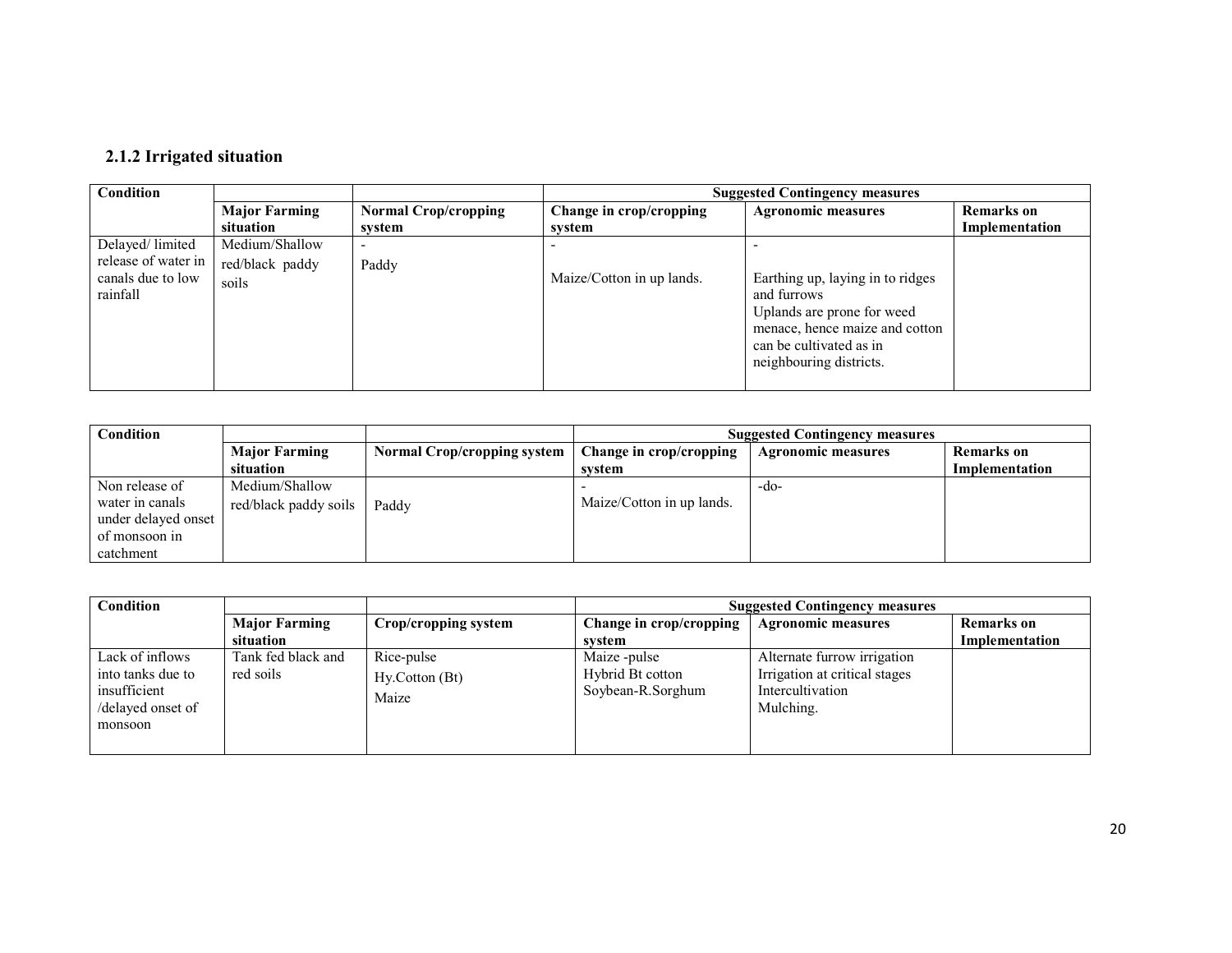### 2.1.2 Irrigated situation

| Condition | | | Suggested Contingency measures | | |
|---|---|---|---|---|---|
| | Major Farming situation | Normal Crop/cropping system | Change in crop/cropping system | Agronomic measures | Remarks on Implementation |
| Delayed/ limited release of water in canals due to low rainfall | Medium/Shallow red/black paddy soils | - Paddy | - Maize/Cotton in up lands. | - Earthing up, laying in to ridges and furrows Uplands are prone for weed menace, hence maize and cotton can be cultivated as in neighbouring districts. | |

| Condition | | | Suggested Contingency measures | | |
|---|---|---|---|---|---|
| | Major Farming situation | Normal Crop/cropping system | Change in crop/cropping system | Agronomic measures | Remarks on Implementation |
| Non release of water in canals under delayed onset of monsoon in catchment | Medium/Shallow red/black paddy soils | Paddy | - Maize/Cotton in up lands. | -do- | |

| Condition | | | Suggested Contingency measures | | |
|---|---|---|---|---|---|
| | Major Farming situation | Crop/cropping system | Change in crop/cropping system | Agronomic measures | Remarks on Implementation |
| Lack of inflows into tanks due to insufficient /delayed onset of monsoon | Tank fed black and red soils | Rice-pulse Hy.Cotton (Bt) Maize | Maize -pulse Hybrid Bt cotton Soybean-R.Sorghum | Alternate furrow irrigation Irrigation at critical stages Intercultivation Mulching. | |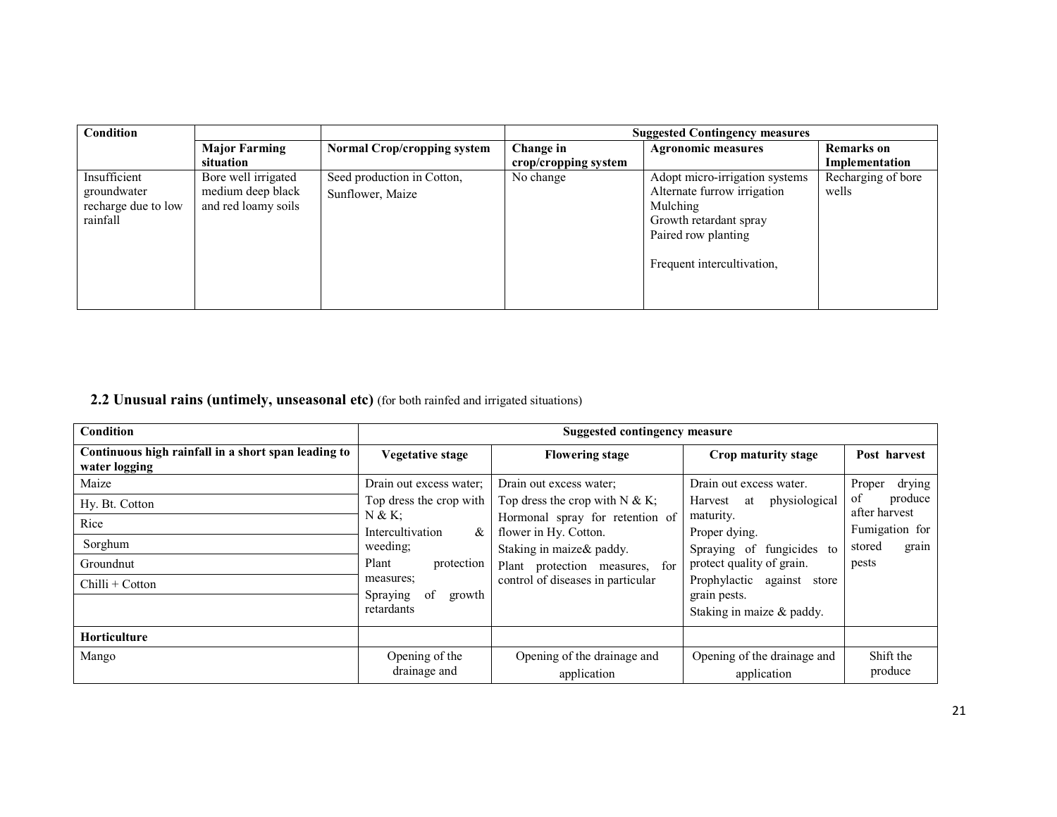| Condition | | | Suggested Contingency measures | | |
|---|---|---|---|---|---|
| | Major Farming situation | Normal Crop/cropping system | Change in crop/cropping system | Agronomic measures | Remarks on Implementation |
| Insufficient groundwater recharge due to low rainfall | Bore well irrigated medium deep black and red loamy soils | Seed production in Cotton, Sunflower, Maize | No change | Adopt micro-irrigation systems<br>Alternate furrow irrigation<br>Mulching<br>Growth retardant spray<br>Paired row planting<br><br>Frequent intercultivation, | Recharging of bore wells |

## 2.2 Unusual rains (untimely, unseasonal etc) (for both rainfed and irrigated situations)

| Condition | Suggested contingency measure | | | |
|---|---|---|---|---|
| **Continuous high rainfall in a short span leading to water logging** | **Vegetative stage** | **Flowering stage** | **Crop maturity stage** | **Post harvest** |
| Maize<br>Hy. Bt. Cotton<br>Rice<br>Sorghum<br>Groundnut<br>Chilli + Cotton | Drain out excess water;<br>Top dress the crop with N & K;<br>Intercultivation & weeding;<br>Plant protection measures;<br>Spraying of growth retardants | Drain out excess water;<br>Top dress the crop with N & K;<br>Hormonal spray for retention of flower in Hy. Cotton.<br>Staking in maize& paddy.<br>Plant protection measures, for control of diseases in particular | Drain out excess water.<br>Harvest at physiological maturity.<br>Proper dying.<br>Spraying of fungicides to protect quality of grain.<br>Prophylactic against store grain pests.<br>Staking in maize & paddy. | Proper drying of produce after harvest<br>Fumigation for stored grain pests |
| **Horticulture** | | | | |
| Mango | Opening of the drainage and | Opening of the drainage and application | Opening of the drainage and application | Shift the produce |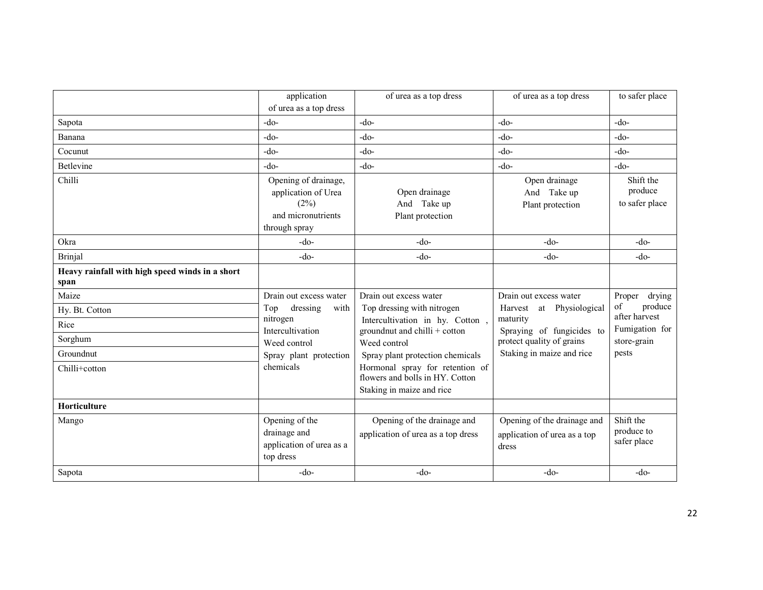| | application of urea as a top dress | of urea as a top dress | of urea as a top dress | to safer place |
|---|---|---|---|---|
| Sapota | -do- | -do- | -do- | -do- |
| Banana | -do- | -do- | -do- | -do- |
| Cocunut | -do- | -do- | -do- | -do- |
| Betlevine | -do- | -do- | -do- | -do- |
| Chilli | Opening of drainage, application of Urea (2%) and micronutrients through spray | Open drainage And Take up Plant protection | Open drainage And Take up Plant protection | Shift the produce to safer place |
| Okra | -do- | -do- | -do- | -do- |
| Brinjal | -do- | -do- | -do- | -do- |
| **Heavy rainfall with high speed winds in a short span** | | | | |
| Maize<br>Hy. Bt. Cotton<br>Rice<br>Sorghum<br>Groundnut<br>Chilli+cotton | Drain out excess water<br>Top dressing with nitrogen<br>Intercultivation<br>Weed control<br>Spray plant protection chemicals | Drain out excess water<br>Top dressing with nitrogen<br>Intercultivation in hy. Cotton , groundnut and chilli + cotton<br>Weed control<br>Spray plant protection chemicals<br>Hormonal spray for retention of flowers and bolls in HY. Cotton<br>Staking in maize and rice | Drain out excess water<br>Harvest at Physiological maturity<br>Spraying of fungicides to protect quality of grains<br>Staking in maize and rice | Proper drying of produce after harvest<br>Fumigation for store-grain pests |
| **Horticulture** | | | | |
| Mango | Opening of the drainage and application of urea as a top dress | Opening of the drainage and application of urea as a top dress | Opening of the drainage and application of urea as a top dress | Shift the produce to safer place |
| Sapota | -do- | -do- | -do- | -do- |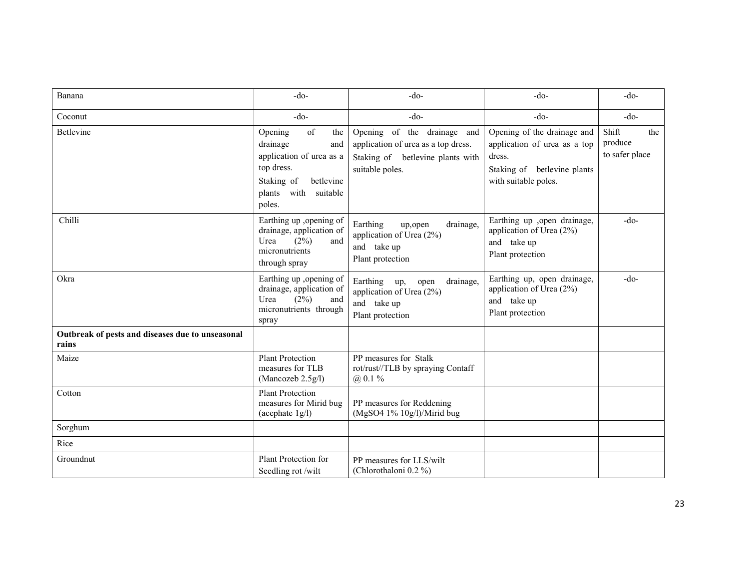| Banana | -do- | -do- | -do- | -do- |
|---|---|---|---|---|
| Coconut | -do- | -do- | -do- | -do- |
| Betlevine | Opening of the drainage and application of urea as a top dress.<br>Staking of betlevine plants with suitable poles. | Opening of the drainage and application of urea as a top dress.<br>Staking of betlevine plants with suitable poles. | Opening of the drainage and application of urea as a top dress.<br>Staking of betlevine plants with suitable poles. | Shift the produce to safer place |
| Chilli | Earthing up ,opening of drainage, application of Urea (2%) and micronutrients through spray | Earthing up,open drainage, application of Urea (2%) and take up Plant protection | Earthing up ,open drainage, application of Urea (2%) and take up Plant protection | -do- |
| Okra | Earthing up ,opening of drainage, application of Urea (2%) and micronutrients through spray | Earthing up, open drainage, application of Urea (2%) and take up Plant protection | Earthing up, open drainage, application of Urea (2%) and take up Plant protection | -do- |
| **Outbreak of pests and diseases due to unseasonal rains** | | | | |
| Maize | Plant Protection measures for TLB (Mancozeb 2.5g/l) | PP measures for Stalk rot/rust//TLB by spraying Contaff @ 0.1 % | | |
| Cotton | Plant Protection measures for Mirid bug (acephate 1g/l) | PP measures for Reddening ($MgSO_4$ 1% 10g/l)/Mirid bug | | |
| Sorghum | | | | |
| Rice | | | | |
| Groundnut | Plant Protection for Seedling rot /wilt | PP measures for LLS/wilt (Chlorothaloni 0.2 %) | | |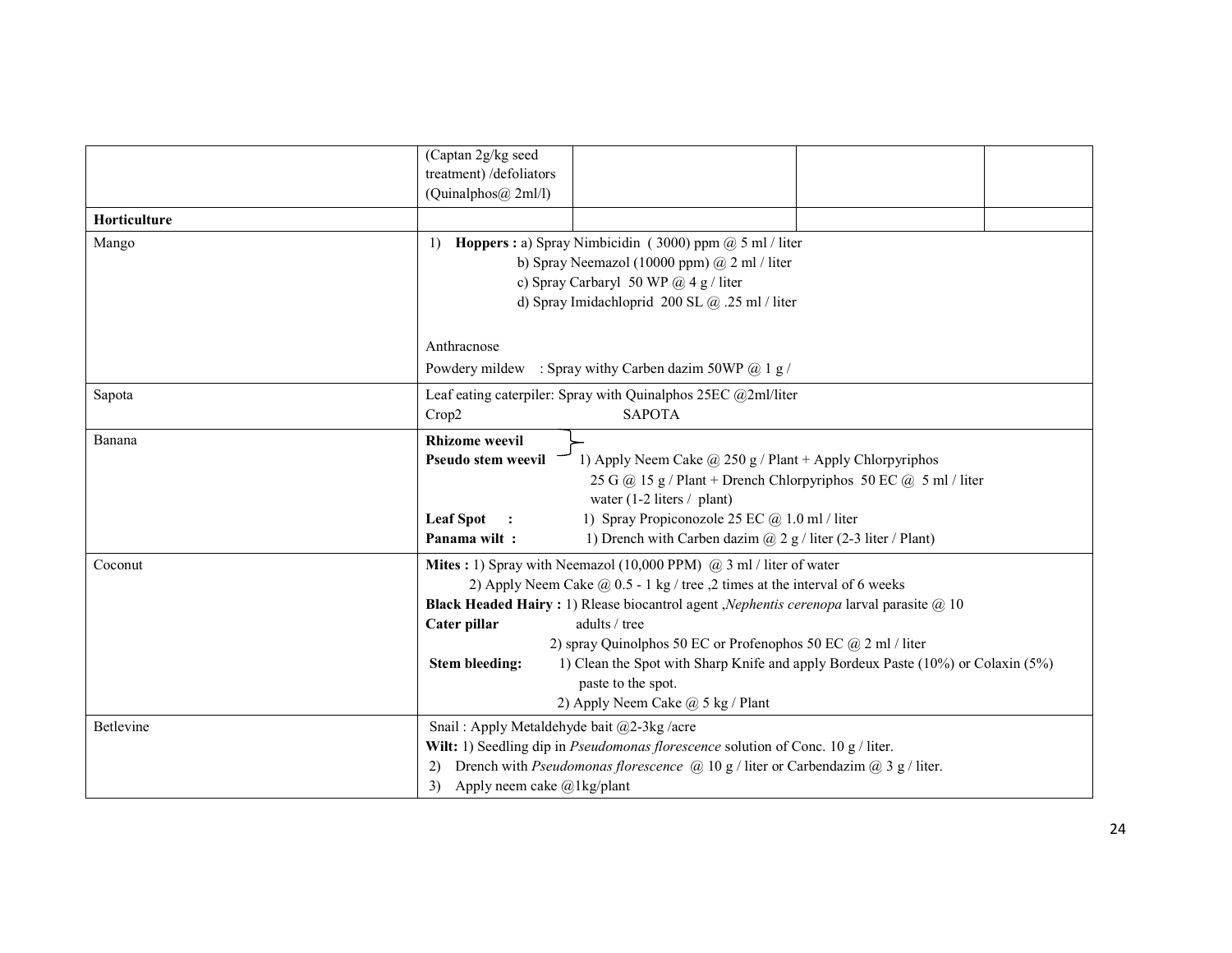| | | | | |
|---|---|---|---|---|
| | (Captan 2g/kg seed treatment) /defoliators (Quinalphos@ 2ml/l) | | | |
| **Horticulture** | | | | |
| Mango | 1) **Hoppers :** a) Spray Nimbicidin ( 3000) ppm @ 5 ml / liter<br>b) Spray Neemazol (10000 ppm) @ 2 ml / liter<br>c) Spray Carbaryl 50 WP @ 4 g / liter<br>d) Spray Imidachloprid 200 SL @ .25 ml / liter<br><br>Anthracnose<br>Powdery mildew : Spray withy Carben dazim 50WP @ 1 g / | | | |
| Sapota | Leaf eating caterpiler: Spray with Quinalphos 25EC @2ml/liter<br>Crop2 SAPOTA | | | |
| Banana | **Rhizome weevil**<br>**Pseudo stem weevil** 1) Apply Neem Cake @ 250 g / Plant + Apply Chlorpyriphos 25 G @ 15 g / Plant + Drench Chlorpyriphos 50 EC @ 5 ml / liter water (1-2 liters / plant)<br>**Leaf Spot :** 1) Spray Propiconozole 25 EC @ 1.0 ml / liter<br>**Panama wilt :** 1) Drench with Carben dazim @ 2 g / liter (2-3 liter / Plant) | | | |
| Coconut | **Mites :** 1) Spray with Neemazol (10,000 PPM) @ 3 ml / liter of water<br>2) Apply Neem Cake @ 0.5 - 1 kg / tree ,2 times at the interval of 6 weeks<br>**Black Headed Hairy :** 1) Rlease biocantrol agent ,*Nephentis cerenopa* larval parasite @ 10<br>**Cater pillar** adults / tree<br>2) spray Quinolphos 50 EC or Profenophos 50 EC @ 2 ml / liter<br>**Stem bleeding:** 1) Clean the Spot with Sharp Knife and apply Bordeux Paste (10%) or Colaxin (5%) paste to the spot.<br>2) Apply Neem Cake @ 5 kg / Plant | | | |
| Betlevine | Snail : Apply Metaldehyde bait @2-3kg /acre<br>**Wilt:** 1) Seedling dip in *Pseudomonas florescence* solution of Conc. 10 g / liter.<br>2) Drench with *Pseudomonas florescence* @ 10 g / liter or Carbendazim @ 3 g / liter.<br>3) Apply neem cake @1kg/plant | | | |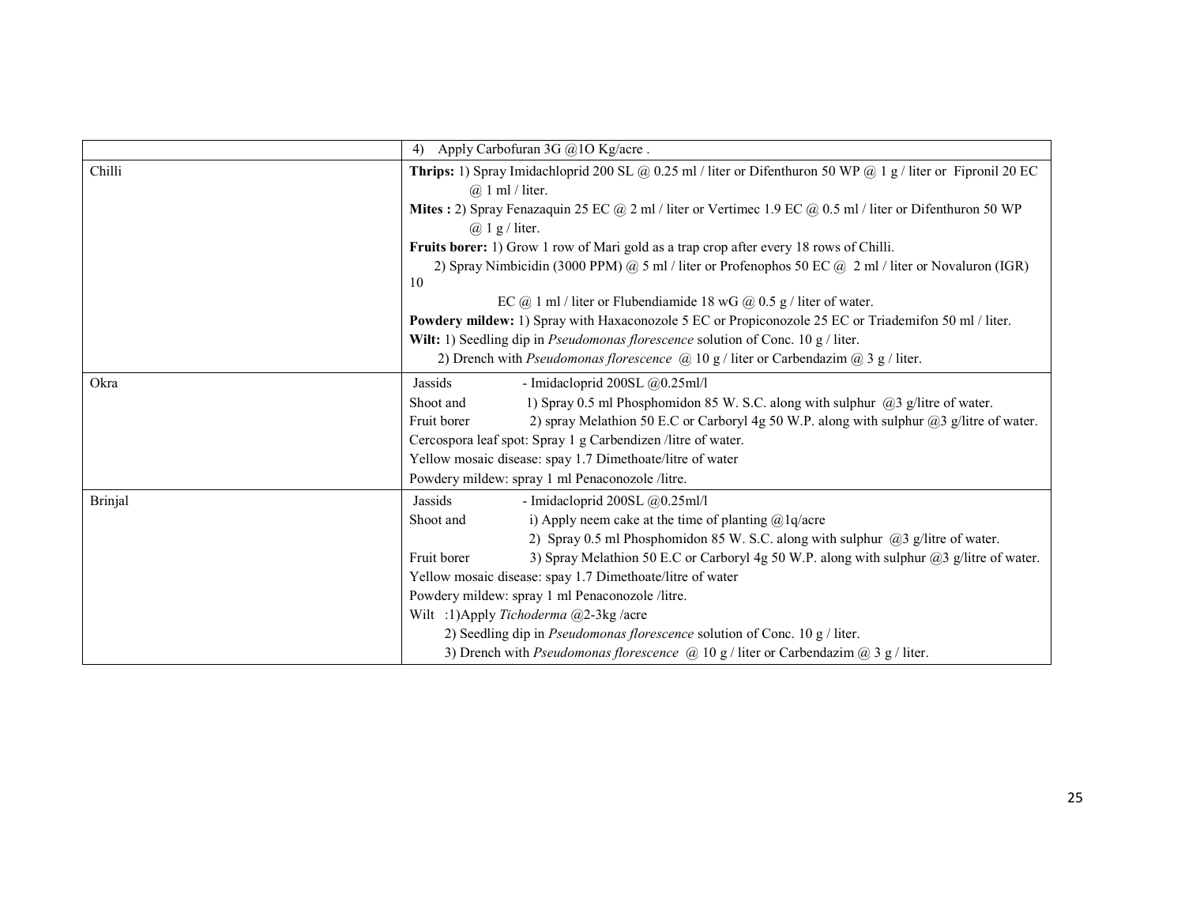| | |
|---|---|
| | 4) Apply Carbofuran 3G @1O Kg/acre . |
| Chilli | **Thrips:** 1) Spray Imidachloprid 200 SL @ 0.25 ml / liter or Difenthuron 50 WP @ 1 g / liter or Fipronil 20 EC @ 1 ml / liter.<br>**Mites :** 2) Spray Fenazaquin 25 EC @ 2 ml / liter or Vertimec 1.9 EC @ 0.5 ml / liter or Difenthuron 50 WP @ 1 g / liter.<br>**Fruits borer:** 1) Grow 1 row of Mari gold as a trap crop after every 18 rows of Chilli.<br>2) Spray Nimbicidin (3000 PPM) @ 5 ml / liter or Profenophos 50 EC @ 2 ml / liter or Novaluron (IGR) 10 EC @ 1 ml / liter or Flubendiamide 18 wG @ 0.5 g / liter of water.<br>**Powdery mildew:** 1) Spray with Haxaconozole 5 EC or Propiconozole 25 EC or Triademifon 50 ml / liter.<br>**Wilt:** 1) Seedling dip in *Pseudomonas florescence* solution of Conc. 10 g / liter.<br>2) Drench with *Pseudomonas florescence* @ 10 g / liter or Carbendazim @ 3 g / liter. |
| Okra | Jassids - Imidacloprid 200SL @0.25ml/l<br>Shoot and 1) Spray 0.5 ml Phosphomidon 85 W. S.C. along with sulphur @3 g/litre of water.<br>Fruit borer 2) spray Melathion 50 E.C or Carboryl 4g 50 W.P. along with sulphur @3 g/litre of water.<br>Cercospora leaf spot: Spray 1 g Carbendizen /litre of water.<br>Yellow mosaic disease: spay 1.7 Dimethoate/litre of water<br>Powdery mildew: spray 1 ml Penaconozole /litre. |
| Brinjal | Jassids - Imidacloprid 200SL @0.25ml/l<br>Shoot and i) Apply neem cake at the time of planting @1q/acre<br>2) Spray 0.5 ml Phosphomidon 85 W. S.C. along with sulphur @3 g/litre of water.<br>Fruit borer 3) Spray Melathion 50 E.C or Carboryl 4g 50 W.P. along with sulphur @3 g/litre of water.<br>Yellow mosaic disease: spay 1.7 Dimethoate/litre of water<br>Powdery mildew: spray 1 ml Penaconozole /litre.<br>Wilt :1)Apply *Tichoderma* @2-3kg /acre<br>2) Seedling dip in *Pseudomonas florescence* solution of Conc. 10 g / liter.<br>3) Drench with *Pseudomonas florescence* @ 10 g / liter or Carbendazim @ 3 g / liter. |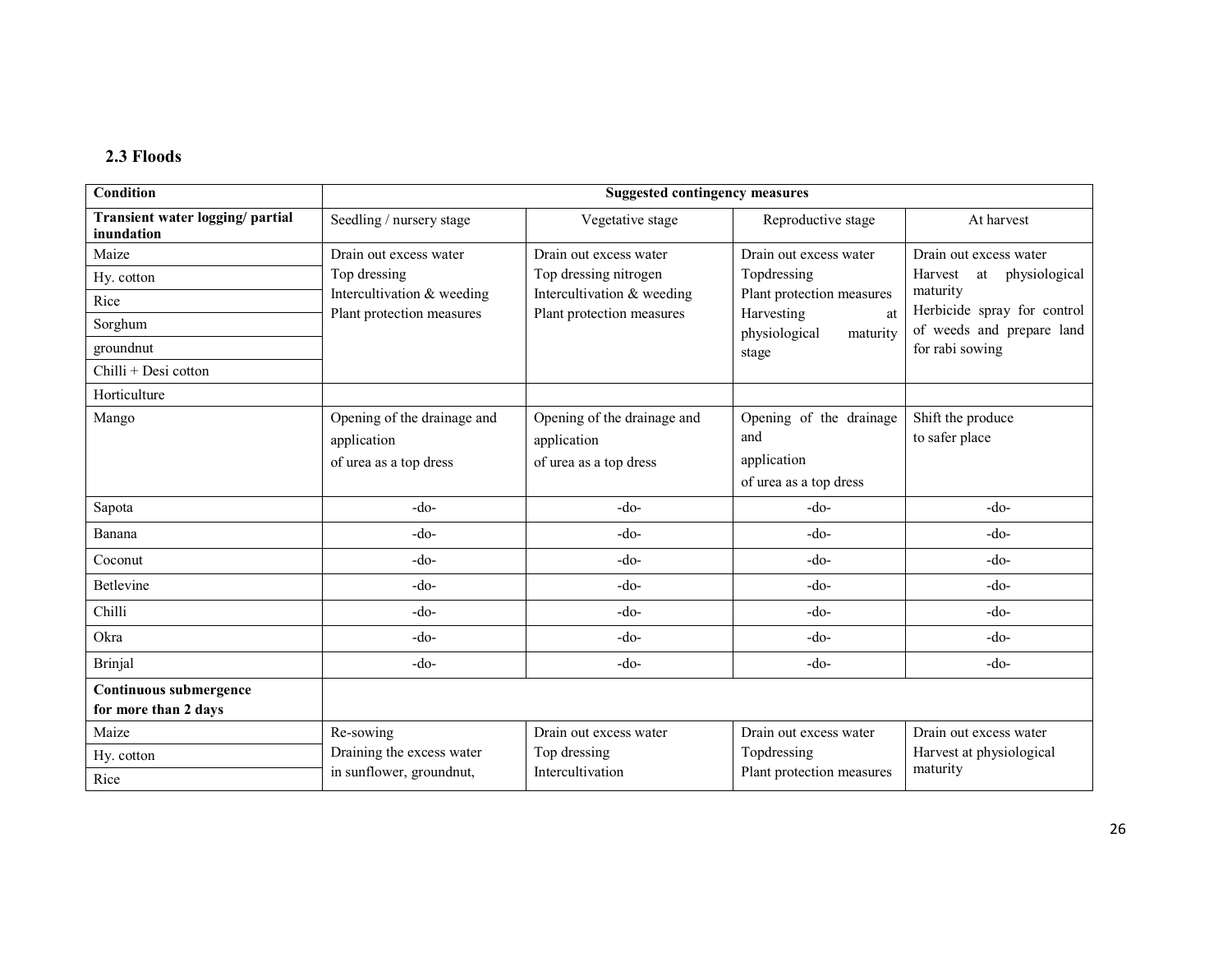### 2.3 Floods

| Condition | Suggested contingency measures | | | |
|---|---|---|---|---|
| **Transient water logging/ partial inundation** | Seedling / nursery stage | Vegetative stage | Reproductive stage | At harvest |
| Maize<br>Hy. cotton<br>Rice<br>Sorghum<br>groundnut<br>Chilli + Desi cotton | Drain out excess water<br>Top dressing<br>Intercultivation & weeding<br>Plant protection measures | Drain out excess water<br>Top dressing nitrogen<br>Intercultivation & weeding<br>Plant protection measures | Drain out excess water<br>Topdressing<br>Plant protection measures<br>Harvesting at physiological maturity stage | Drain out excess water<br>Harvest at physiological maturity<br>Herbicide spray for control of weeds and prepare land for rabi sowing |
| Horticulture | | | | |
| Mango | Opening of the drainage and application of urea as a top dress | Opening of the drainage and application of urea as a top dress | Opening of the drainage and application of urea as a top dress | Shift the produce to safer place |
| Sapota | -do- | -do- | -do- | -do- |
| Banana | -do- | -do- | -do- | -do- |
| Coconut | -do- | -do- | -do- | -do- |
| Betlevine | -do- | -do- | -do- | -do- |
| Chilli | -do- | -do- | -do- | -do- |
| Okra | -do- | -do- | -do- | -do- |
| Brinjal | -do- | -do- | -do- | -do- |
| **Continuous submergence for more than 2 days** | | | | |
| Maize<br>Hy. cotton<br>Rice | Re-sowing<br>Draining the excess water in sunflower, groundnut, | Drain out excess water<br>Top dressing<br>Intercultivation | Drain out excess water<br>Topdressing<br>Plant protection measures | Drain out excess water<br>Harvest at physiological maturity |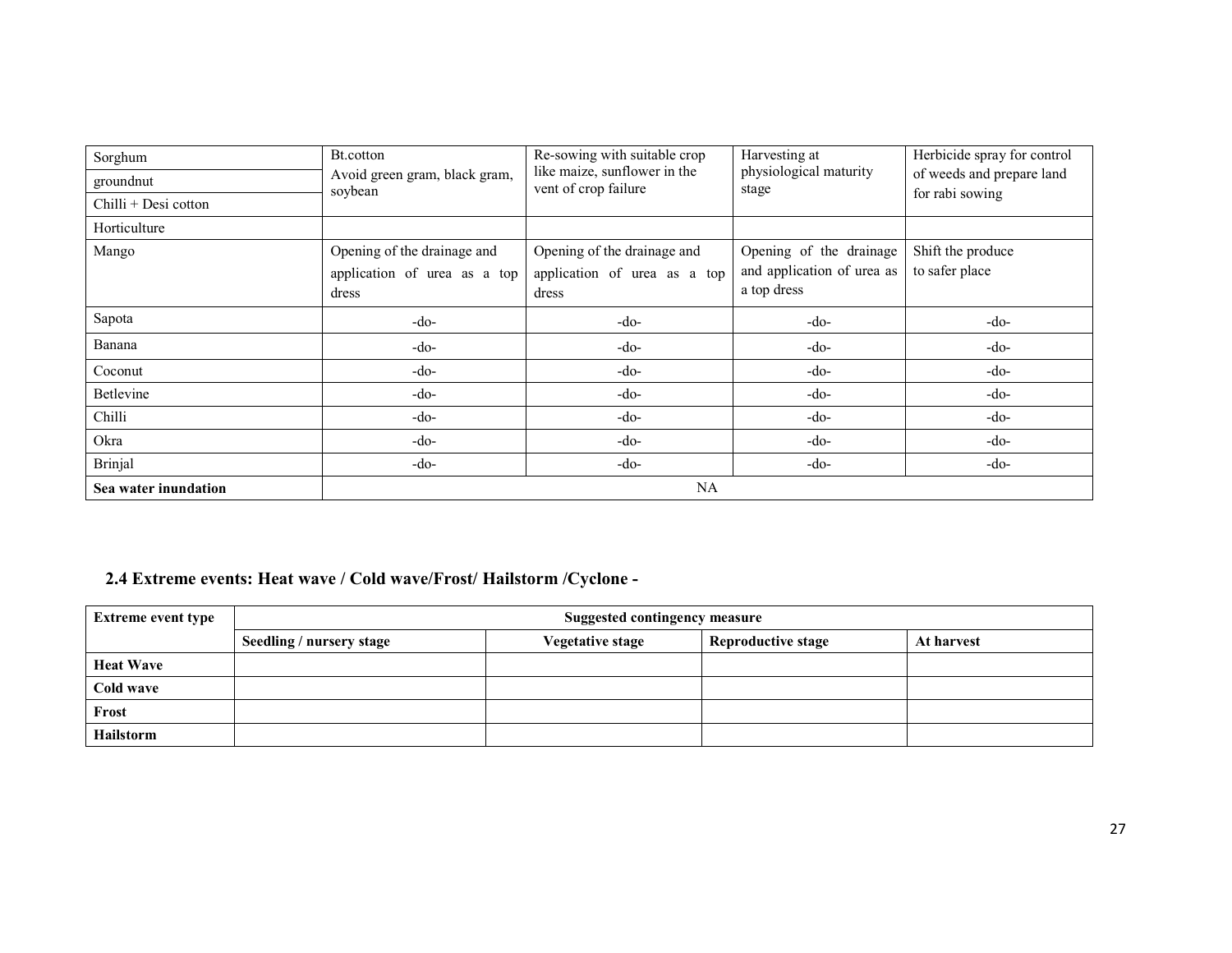| Sorghum | Bt.cotton Avoid green gram, black gram, soybean | Re-sowing with suitable crop like maize, sunflower in the vent of crop failure | Harvesting at physiological maturity stage | Herbicide spray for control of weeds and prepare land for rabi sowing |
|---|---|---|---|---|
| groundnut | | | | |
| Chilli + Desi cotton | | | | |
| Horticulture | | | | |
| Mango | Opening of the drainage and application of urea as a top dress | Opening of the drainage and application of urea as a top dress | Opening of the drainage and application of urea as a top dress | Shift the produce to safer place |
| Sapota | -do- | -do- | -do- | -do- |
| Banana | -do- | -do- | -do- | -do- |
| Coconut | -do- | -do- | -do- | -do- |
| Betlevine | -do- | -do- | -do- | -do- |
| Chilli | -do- | -do- | -do- | -do- |
| Okra | -do- | -do- | -do- | -do- |
| Brinjal | -do- | -do- | -do- | -do- |
| **Sea water inundation** | NA | | | |

## 2.4 Extreme events: Heat wave / Cold wave/Frost/ Hailstorm /Cyclone -

| Extreme event type | Suggested contingency measure | | | |
|---|---|---|---|---|
| | **Seedling / nursery stage** | **Vegetative stage** | **Reproductive stage** | **At harvest** |
| **Heat Wave** | | | | |
| **Cold wave** | | | | |
| **Frost** | | | | |
| **Hailstorm** | | | | |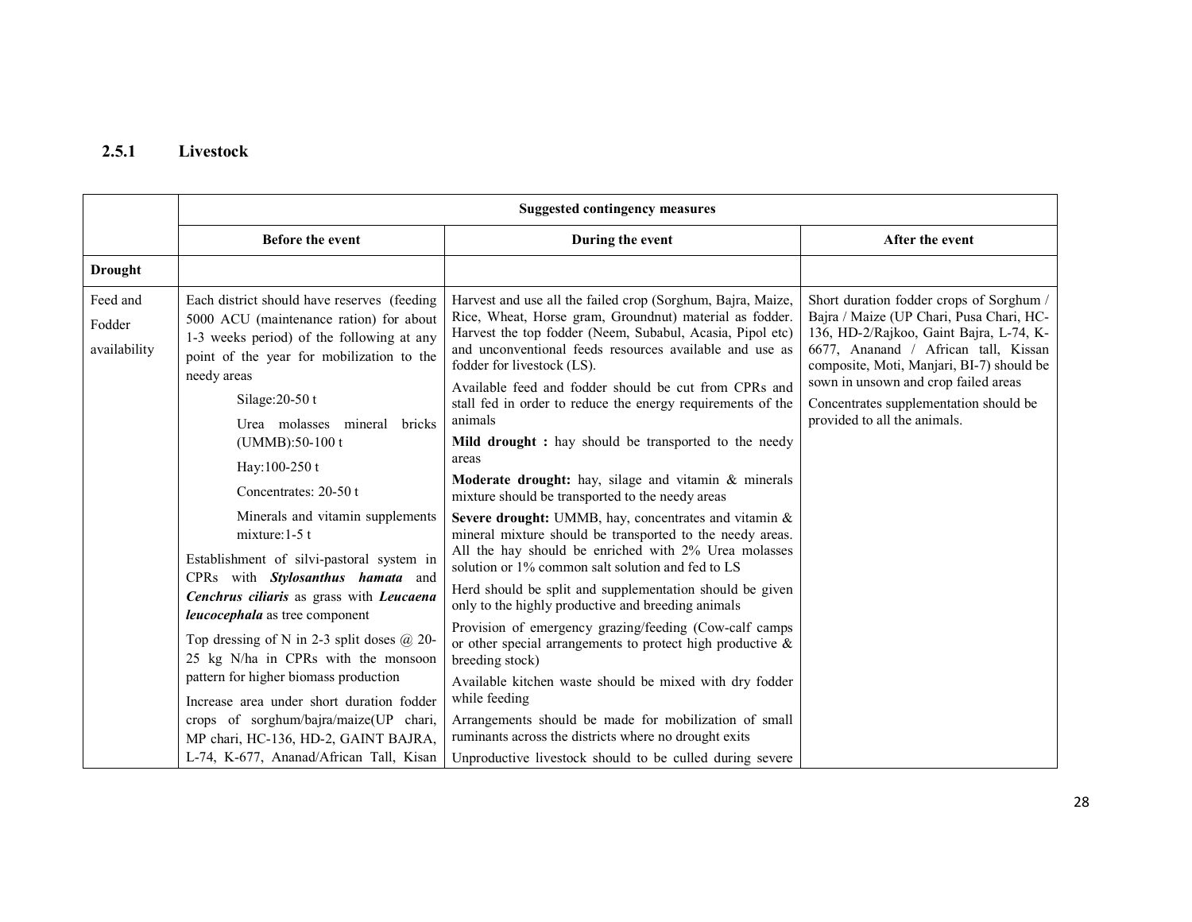### 2.5.1 Livestock

| | Suggested contingency measures | | |
|---|---|---|---|
| | **Before the event** | **During the event** | **After the event** |
| **Drought** | | | |
| Feed and Fodder availability | Each district should have reserves (feeding 5000 ACU (maintenance ration) for about 1-3 weeks period) of the following at any point of the year for mobilization to the needy areas<br>Silage:20-50 t<br>Urea molasses mineral bricks (UMMB):50-100 t<br>Hay:100-250 t<br>Concentrates: 20-50 t<br>Minerals and vitamin supplements mixture:1-5 t<br>Establishment of silvi-pastoral system in CPRs with ***Stylosanthus hamata*** and ***Cenchrus ciliaris*** as grass with ***Leucaena leucocephala*** as tree component<br>Top dressing of N in 2-3 split doses @ 20-25 kg N/ha in CPRs with the monsoon pattern for higher biomass production<br>Increase area under short duration fodder crops of sorghum/bajra/maize(UP chari, MP chari, HC-136, HD-2, GAINT BAJRA, L-74, K-677, Ananad/African Tall, Kisan | Harvest and use all the failed crop (Sorghum, Bajra, Maize, Rice, Wheat, Horse gram, Groundnut) material as fodder. Harvest the top fodder (Neem, Subabul, Acasia, Pipol etc) and unconventional feeds resources available and use as fodder for livestock (LS).<br>Available feed and fodder should be cut from CPRs and stall fed in order to reduce the energy requirements of the animals<br>**Mild drought :** hay should be transported to the needy areas<br>**Moderate drought:** hay, silage and vitamin & minerals mixture should be transported to the needy areas<br>**Severe drought:** UMMB, hay, concentrates and vitamin & mineral mixture should be transported to the needy areas. All the hay should be enriched with 2% Urea molasses solution or 1% common salt solution and fed to LS<br>Herd should be split and supplementation should be given only to the highly productive and breeding animals<br>Provision of emergency grazing/feeding (Cow-calf camps or other special arrangements to protect high productive & breeding stock)<br>Available kitchen waste should be mixed with dry fodder while feeding<br>Arrangements should be made for mobilization of small ruminants across the districts where no drought exits<br>Unproductive livestock should to be culled during severe | Short duration fodder crops of Sorghum / Bajra / Maize (UP Chari, Pusa Chari, HC-136, HD-2/Rajkoo, Gaint Bajra, L-74, K-6677, Ananand / African tall, Kissan composite, Moti, Manjari, BI-7) should be sown in unsown and crop failed areas<br>Concentrates supplementation should be provided to all the animals. |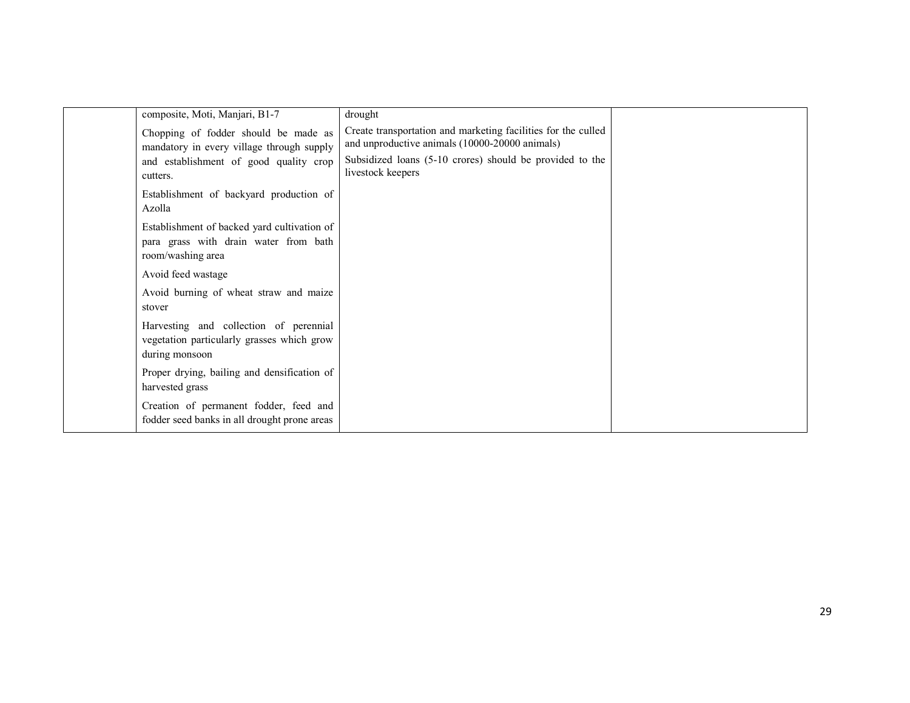| | | | |
|---|---|---|---|
| | composite, Moti, Manjari, B1-7<br><br>Chopping of fodder should be made as mandatory in every village through supply and establishment of good quality crop cutters.<br><br>Establishment of backyard production of Azolla<br><br>Establishment of backed yard cultivation of para grass with drain water from bath room/washing area<br><br>Avoid feed wastage<br><br>Avoid burning of wheat straw and maize stover<br><br>Harvesting and collection of perennial vegetation particularly grasses which grow during monsoon<br><br>Proper drying, bailing and densification of harvested grass<br><br>Creation of permanent fodder, feed and fodder seed banks in all drought prone areas | drought<br><br>Create transportation and marketing facilities for the culled and unproductive animals (10000-20000 animals)<br><br>Subsidized loans (5-10 crores) should be provided to the livestock keepers | |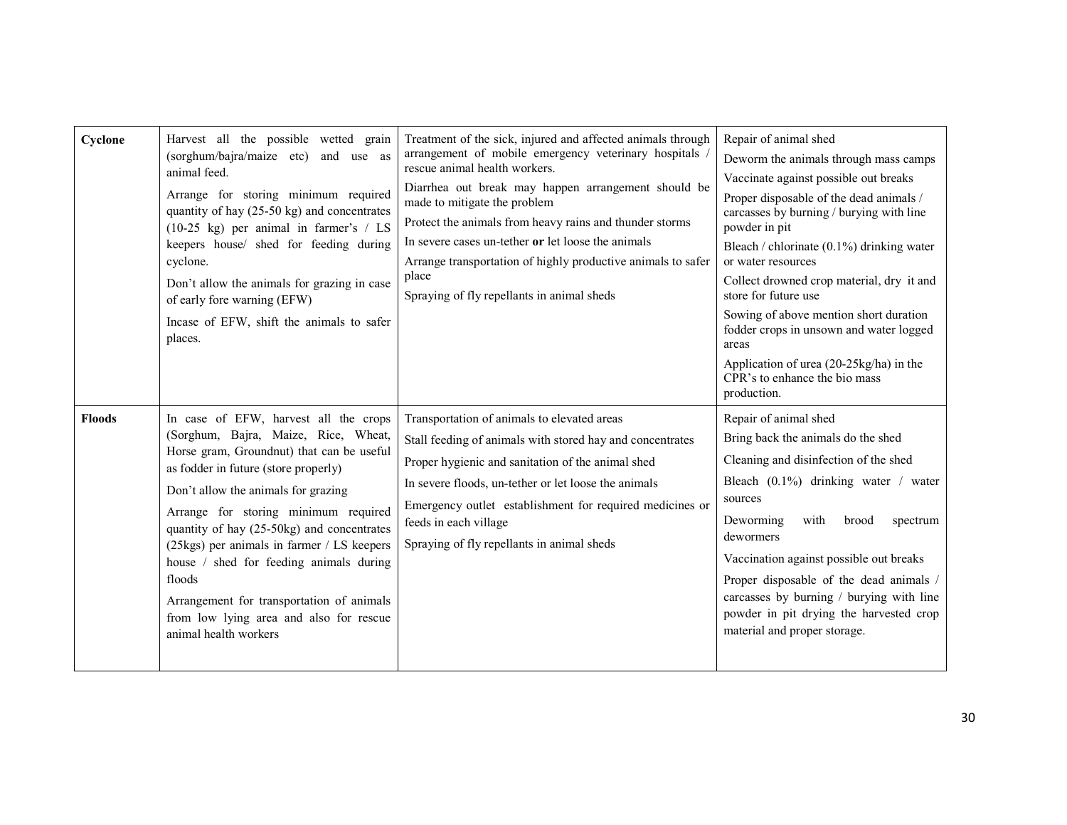| **Cyclone** | Harvest all the possible wetted grain (sorghum/bajra/maize etc) and use as animal feed.<br><br>Arrange for storing minimum required quantity of hay (25-50 kg) and concentrates (10-25 kg) per animal in farmer's / LS keepers house/ shed for feeding during cyclone.<br><br>Don't allow the animals for grazing in case of early fore warning (EFW)<br><br>Incase of EFW, shift the animals to safer places. | Treatment of the sick, injured and affected animals through arrangement of mobile emergency veterinary hospitals / rescue animal health workers.<br><br>Diarrhea out break may happen arrangement should be made to mitigate the problem<br><br>Protect the animals from heavy rains and thunder storms<br><br>In severe cases un-tether **or** let loose the animals<br><br>Arrange transportation of highly productive animals to safer place<br><br>Spraying of fly repellants in animal sheds | Repair of animal shed<br><br>Deworm the animals through mass camps<br><br>Vaccinate against possible out breaks<br><br>Proper disposable of the dead animals / carcasses by burning / burying with line powder in pit<br><br>Bleach / chlorinate (0.1%) drinking water or water resources<br><br>Collect drowned crop material, dry it and store for future use<br><br>Sowing of above mention short duration fodder crops in unsown and water logged areas<br><br>Application of urea (20-25kg/ha) in the CPR's to enhance the bio mass production. |
|---|---|---|---|
| **Floods** | In case of EFW, harvest all the crops (Sorghum, Bajra, Maize, Rice, Wheat, Horse gram, Groundnut) that can be useful as fodder in future (store properly)<br><br>Don't allow the animals for grazing<br><br>Arrange for storing minimum required quantity of hay (25-50kg) and concentrates (25kgs) per animals in farmer / LS keepers house / shed for feeding animals during floods<br><br>Arrangement for transportation of animals from low lying area and also for rescue animal health workers | Transportation of animals to elevated areas<br><br>Stall feeding of animals with stored hay and concentrates<br><br>Proper hygienic and sanitation of the animal shed<br><br>In severe floods, un-tether or let loose the animals<br><br>Emergency outlet establishment for required medicines or feeds in each village<br><br>Spraying of fly repellants in animal sheds | Repair of animal shed<br><br>Bring back the animals do the shed<br><br>Cleaning and disinfection of the shed<br><br>Bleach (0.1%) drinking water / water sources<br><br>Deworming with brood spectrum dewormers<br><br>Vaccination against possible out breaks<br><br>Proper disposable of the dead animals / carcasses by burning / burying with line powder in pit drying the harvested crop material and proper storage. |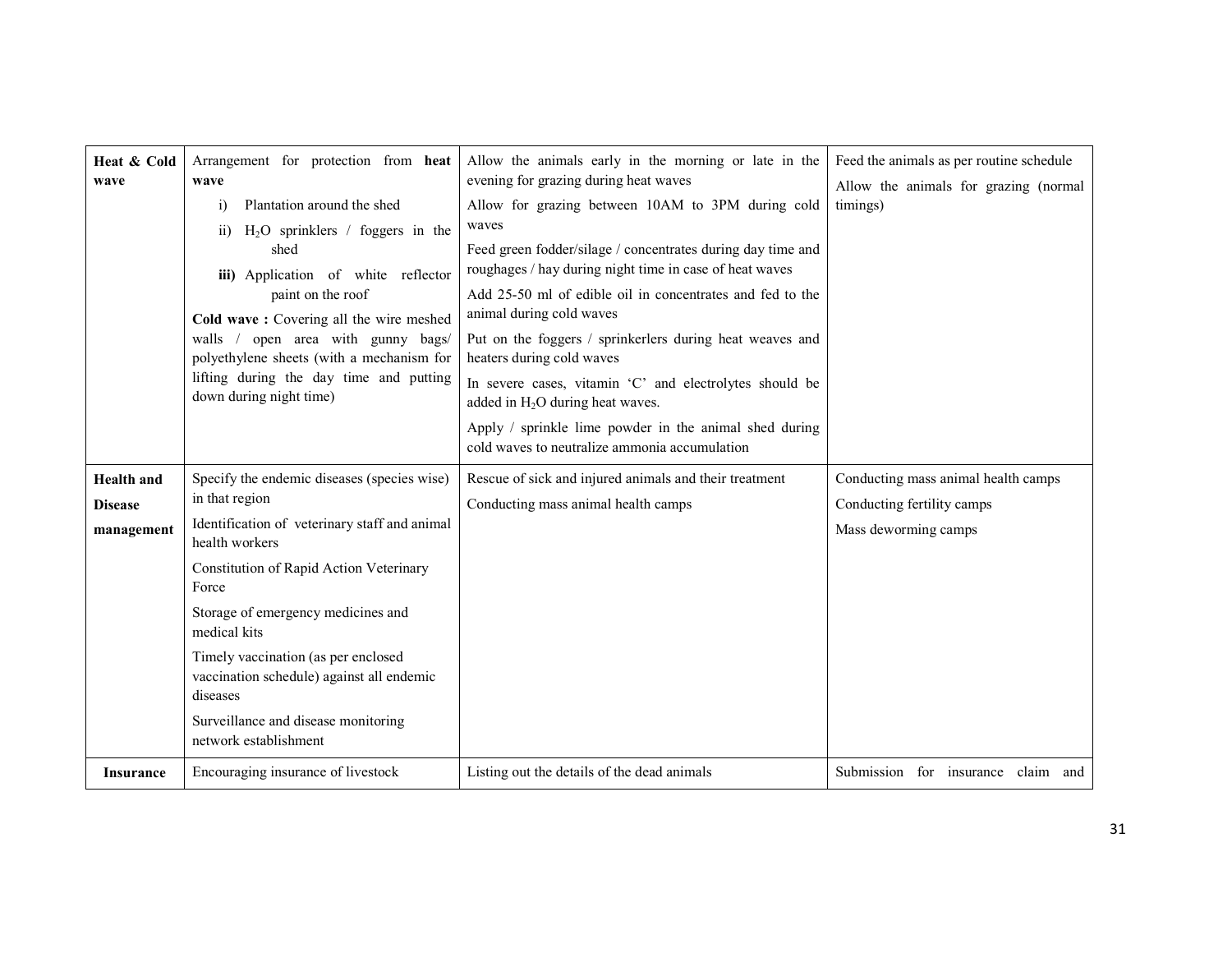| | | | |
|---|---|---|---|
| **Heat & Cold wave** | Arrangement for protection from **heat wave**<br>i) Plantation around the shed<br>ii) $H_2O$ sprinklers / foggers in the shed<br>**iii)** Application of white reflector paint on the roof<br>**Cold wave :** Covering all the wire meshed walls / open area with gunny bags/ polyethylene sheets (with a mechanism for lifting during the day time and putting down during night time) | Allow the animals early in the morning or late in the evening for grazing during heat waves<br>Allow for grazing between 10AM to 3PM during cold waves<br>Feed green fodder/silage / concentrates during day time and roughages / hay during night time in case of heat waves<br>Add 25-50 ml of edible oil in concentrates and fed to the animal during cold waves<br>Put on the foggers / sprinkerlers during heat weaves and heaters during cold waves<br>In severe cases, vitamin 'C' and electrolytes should be added in $H_2O$ during heat waves.<br>Apply / sprinkle lime powder in the animal shed during cold waves to neutralize ammonia accumulation | Feed the animals as per routine schedule<br>Allow the animals for grazing (normal timings) |
| **Health and Disease management** | Specify the endemic diseases (species wise) in that region<br>Identification of veterinary staff and animal health workers<br>Constitution of Rapid Action Veterinary Force<br>Storage of emergency medicines and medical kits<br>Timely vaccination (as per enclosed vaccination schedule) against all endemic diseases<br>Surveillance and disease monitoring network establishment | Rescue of sick and injured animals and their treatment<br>Conducting mass animal health camps | Conducting mass animal health camps<br>Conducting fertility camps<br>Mass deworming camps |
| **Insurance** | Encouraging insurance of livestock | Listing out the details of the dead animals | Submission for insurance claim and |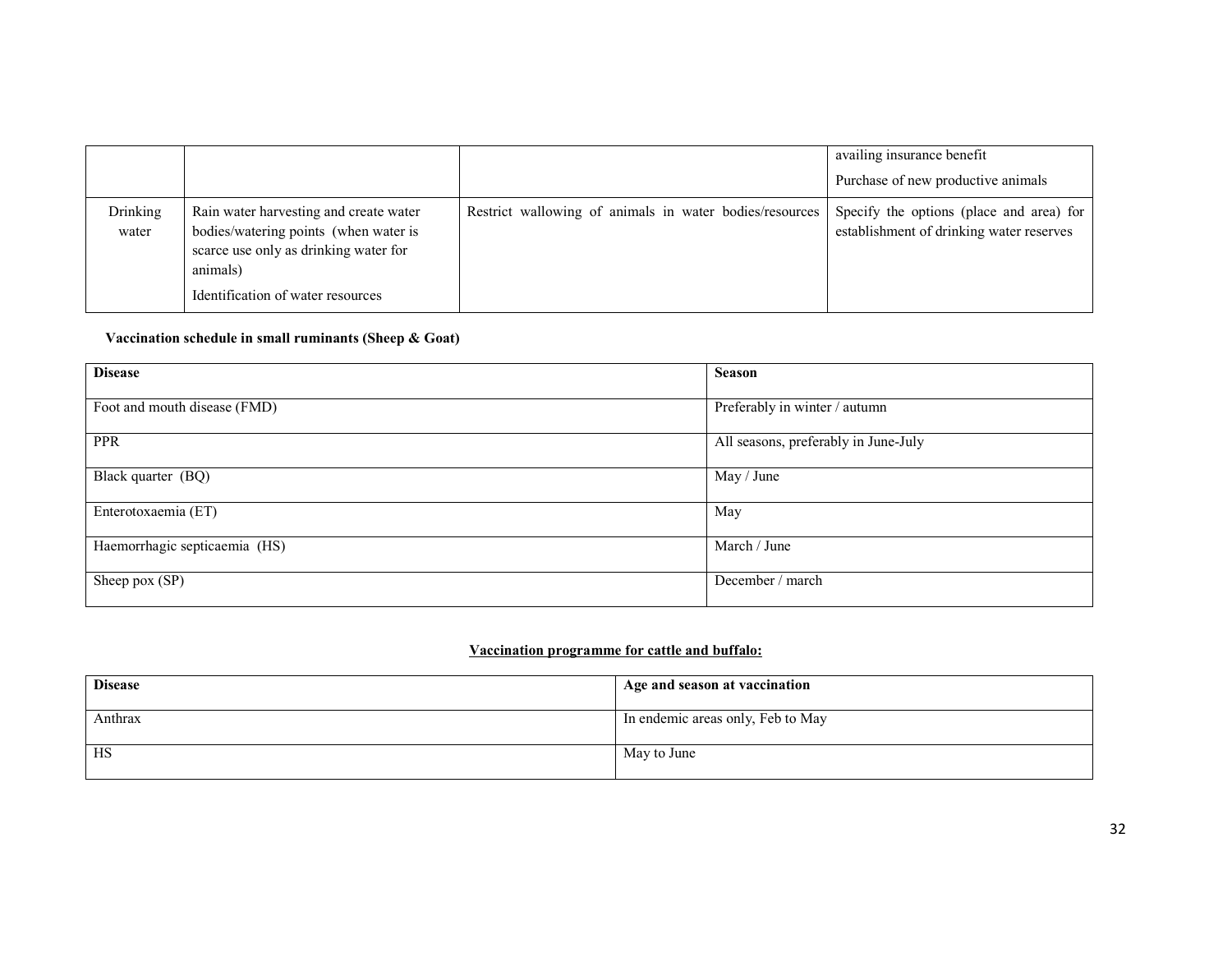| | | | |
|---|---|---|---|
| | | | availing insurance benefit<br>Purchase of new productive animals |
| Drinking water | Rain water harvesting and create water bodies/watering points (when water is scarce use only as drinking water for animals)<br>Identification of water resources | Restrict wallowing of animals in water bodies/resources | Specify the options (place and area) for establishment of drinking water reserves |

**Vaccination schedule in small ruminants (Sheep & Goat)**

| Disease | Season |
|---|---|
| Foot and mouth disease (FMD) | Preferably in winter / autumn |
| PPR | All seasons, preferably in June-July |
| Black quarter (BQ) | May / June |
| Enterotoxaemia (ET) | May |
| Haemorrhagic septicaemia (HS) | March / June |
| Sheep pox (SP) | December / march |

**<u>Vaccination programme for cattle and buffalo:</u>**

| Disease | Age and season at vaccination |
|---|---|
| Anthrax | In endemic areas only, Feb to May |
| HS | May to June |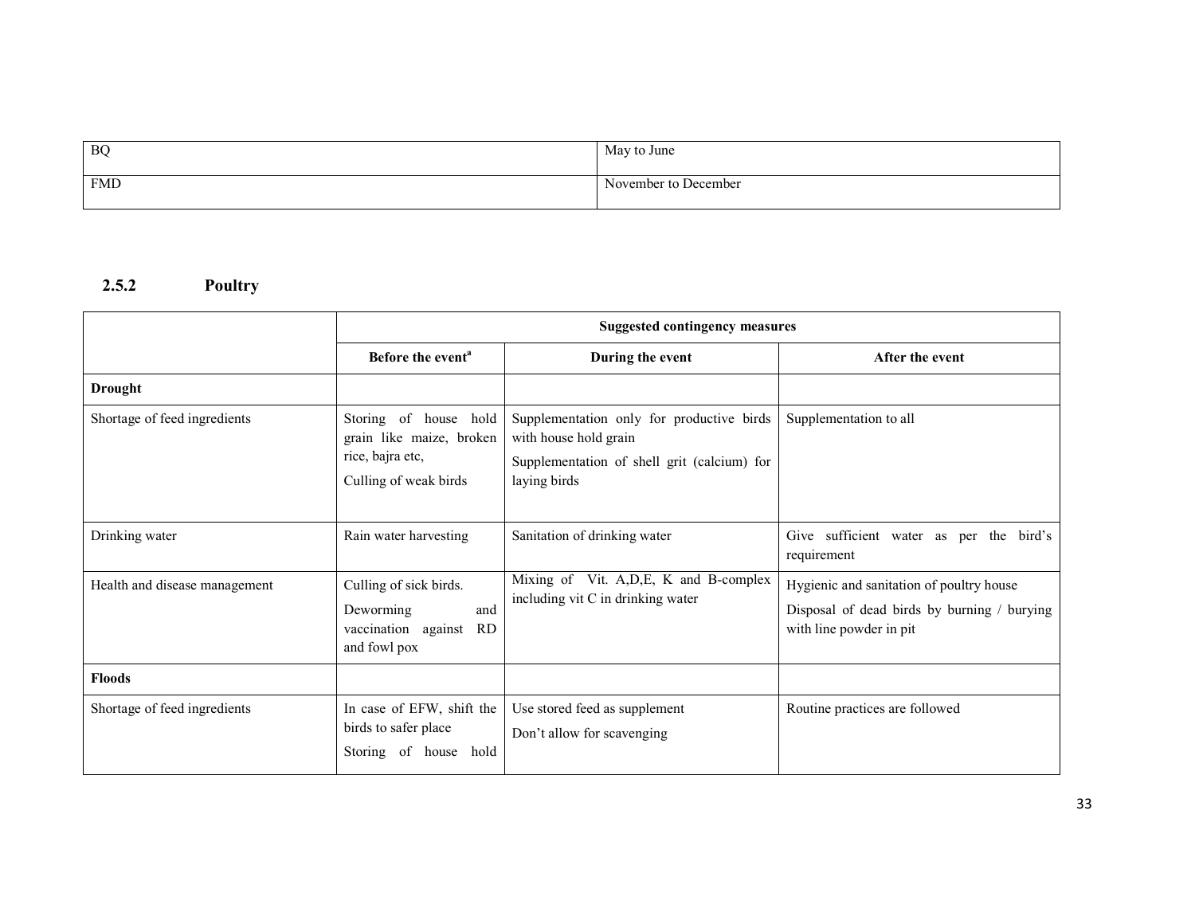| BQ | May to June |
|---|---|
| FMD | November to December |

### 2.5.2 Poultry

| | Suggested contingency measures | | |
|---|---|---|---|
| | Before the event[a] | During the event | After the event |
| **Drought** | | | |
| Shortage of feed ingredients | Storing of house hold grain like maize, broken rice, bajra etc,<br>Culling of weak birds | Supplementation only for productive birds with house hold grain<br>Supplementation of shell grit (calcium) for laying birds | Supplementation to all |
| Drinking water | Rain water harvesting | Sanitation of drinking water | Give sufficient water as per the bird's requirement |
| Health and disease management | Culling of sick birds.<br>Deworming and vaccination against RD and fowl pox | Mixing of Vit. A,D,E, K and B-complex including vit C in drinking water | Hygienic and sanitation of poultry house<br>Disposal of dead birds by burning / burying with line powder in pit |
| **Floods** | | | |
| Shortage of feed ingredients | In case of EFW, shift the birds to safer place<br>Storing of house hold | Use stored feed as supplement<br>Don't allow for scavenging | Routine practices are followed |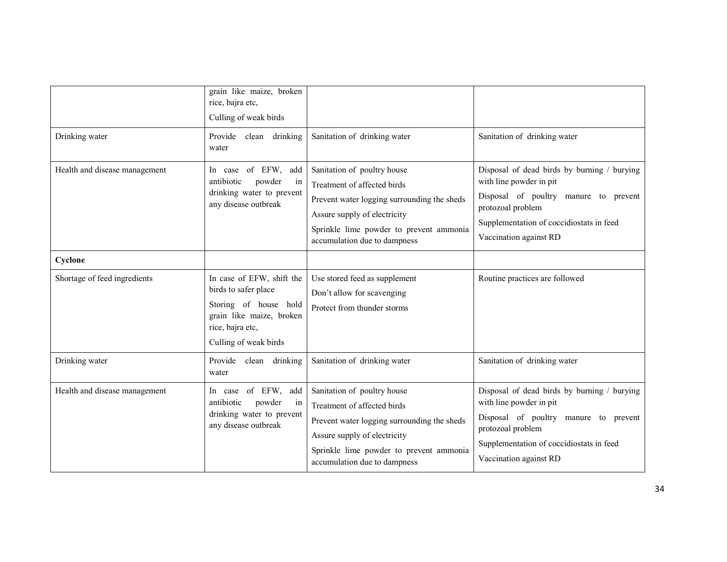| | | | |
|---|---|---|---|
| | grain like maize, broken rice, bajra etc,<br>Culling of weak birds | | |
| Drinking water | Provide clean drinking water | Sanitation of drinking water | Sanitation of drinking water |
| Health and disease management | In case of EFW, add antibiotic powder in drinking water to prevent any disease outbreak | Sanitation of poultry house<br>Treatment of affected birds<br>Prevent water logging surrounding the sheds<br>Assure supply of electricity<br>Sprinkle lime powder to prevent ammonia accumulation due to dampness | Disposal of dead birds by burning / burying with line powder in pit<br>Disposal of poultry manure to prevent protozoal problem<br>Supplementation of coccidiostats in feed<br>Vaccination against RD |
| **Cyclone** | | | |
| Shortage of feed ingredients | In case of EFW, shift the birds to safer place<br>Storing of house hold grain like maize, broken rice, bajra etc,<br>Culling of weak birds | Use stored feed as supplement<br>Don't allow for scavenging<br>Protect from thunder storms | Routine practices are followed |
| Drinking water | Provide clean drinking water | Sanitation of drinking water | Sanitation of drinking water |
| Health and disease management | In case of EFW, add antibiotic powder in drinking water to prevent any disease outbreak | Sanitation of poultry house<br>Treatment of affected birds<br>Prevent water logging surrounding the sheds<br>Assure supply of electricity<br>Sprinkle lime powder to prevent ammonia accumulation due to dampness | Disposal of dead birds by burning / burying with line powder in pit<br>Disposal of poultry manure to prevent protozoal problem<br>Supplementation of coccidiostats in feed<br>Vaccination against RD |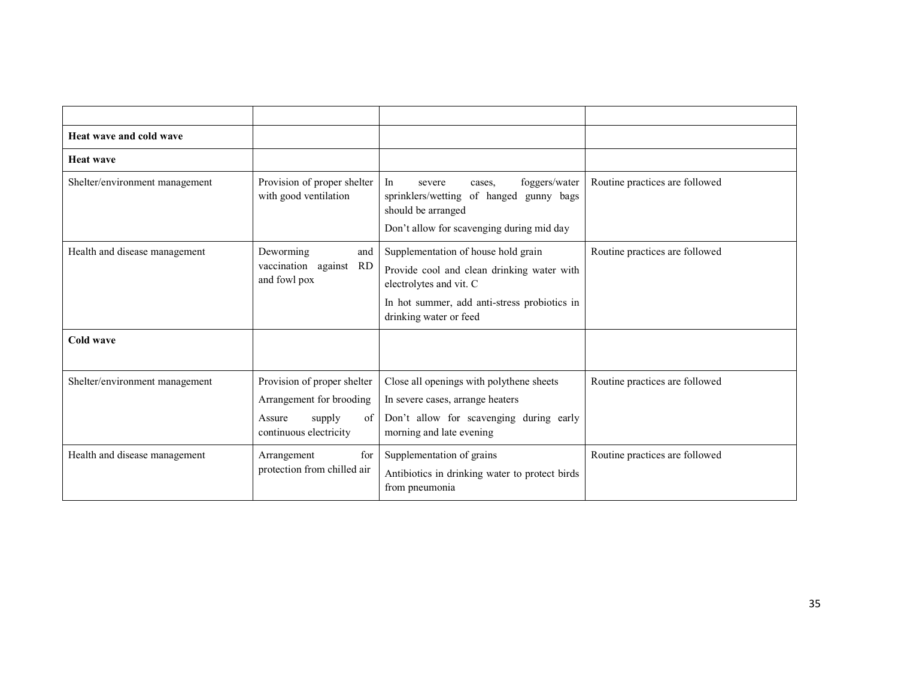| | | | |
|---|---|---|---|
| **Heat wave and cold wave** | | | |
| **Heat wave** | | | |
| Shelter/environment management | Provision of proper shelter with good ventilation | In severe cases, foggers/water sprinklers/wetting of hanged gunny bags should be arranged<br>Don't allow for scavenging during mid day | Routine practices are followed |
| Health and disease management | Deworming and vaccination against RD and fowl pox | Supplementation of house hold grain<br>Provide cool and clean drinking water with electrolytes and vit. C<br>In hot summer, add anti-stress probiotics in drinking water or feed | Routine practices are followed |
| **Cold wave** | | | |
| Shelter/environment management | Provision of proper shelter<br>Arrangement for brooding<br>Assure supply of continuous electricity | Close all openings with polythene sheets<br>In severe cases, arrange heaters<br>Don't allow for scavenging during early morning and late evening | Routine practices are followed |
| Health and disease management | Arrangement for protection from chilled air | Supplementation of grains<br>Antibiotics in drinking water to protect birds from pneumonia | Routine practices are followed |